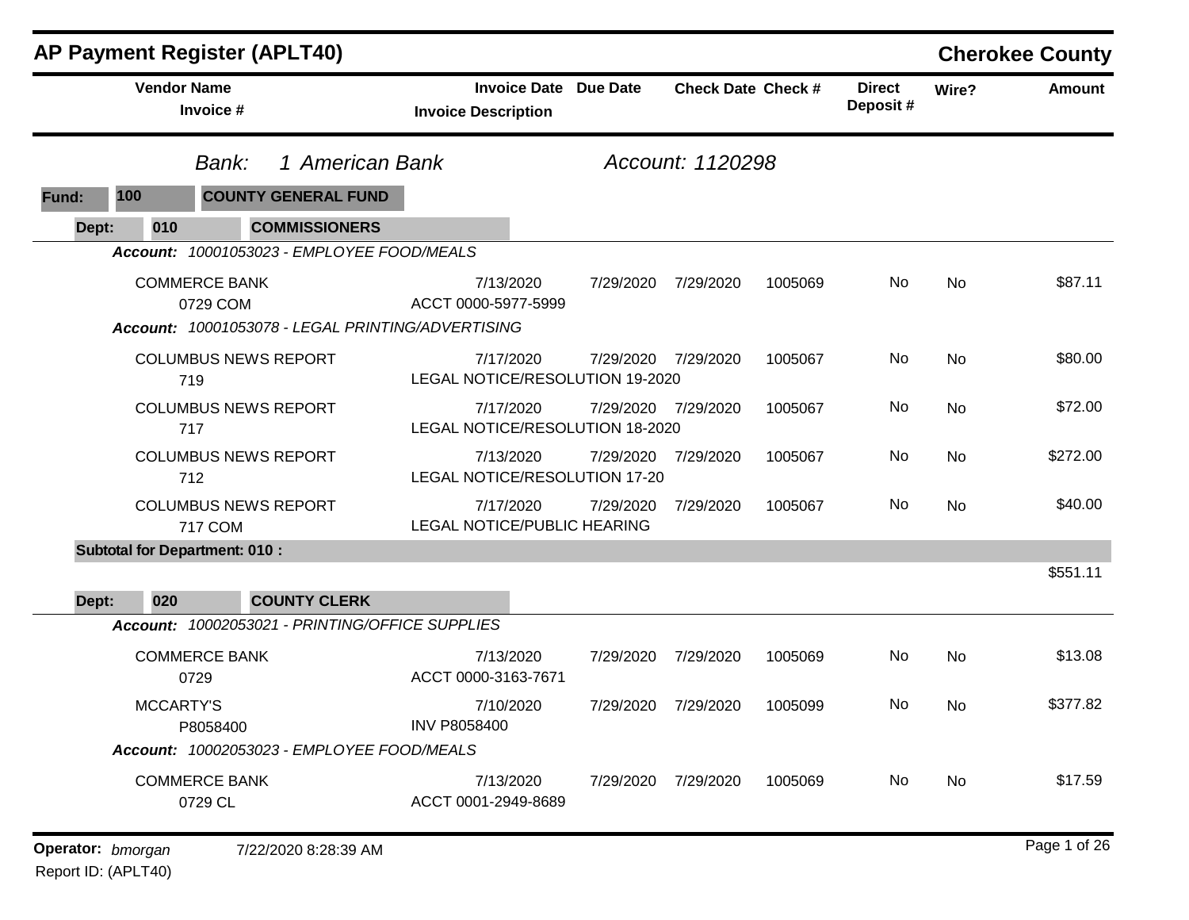# AP Payment Register (APLT40)

**Cherokee County**

| Vendor Name / Invoice # | Invoice Date / Invoice Description | Due Date | Check Date | Check # | Direct Deposit # | Wire? | Amount |
|---|---|---|---|---|---|---|---|

*Bank: 1 American Bank* *Account: 1120298*

**Fund: 100 COUNTY GENERAL FUND**

**Dept: 010 COMMISSIONERS**

***Account:*** *10001053023 - EMPLOYEE FOOD/MEALS*

| Vendor Name / Invoice # | Invoice Date / Invoice Description | Due Date | Check Date | Check # | Direct Deposit # | Wire? | Amount |
|---|---|---|---|---|---|---|---|
| COMMERCE BANK<br>0729 COM | 7/13/2020<br>ACCT 0000-5977-5999 | 7/29/2020 | 7/29/2020 | 1005069 | No | No | $87.11 |

***Account:*** *10001053078 - LEGAL PRINTING/ADVERTISING*

| Vendor Name / Invoice # | Invoice Date / Invoice Description | Due Date | Check Date | Check # | Direct Deposit # | Wire? | Amount |
|---|---|---|---|---|---|---|---|
| COLUMBUS NEWS REPORT<br>719 | 7/17/2020<br>LEGAL NOTICE/RESOLUTION 19-2020 | 7/29/2020 | 7/29/2020 | 1005067 | No | No | $80.00 |
| COLUMBUS NEWS REPORT<br>717 | 7/17/2020<br>LEGAL NOTICE/RESOLUTION 18-2020 | 7/29/2020 | 7/29/2020 | 1005067 | No | No | $72.00 |
| COLUMBUS NEWS REPORT<br>712 | 7/13/2020<br>LEGAL NOTICE/RESOLUTION 17-20 | 7/29/2020 | 7/29/2020 | 1005067 | No | No | $272.00 |
| COLUMBUS NEWS REPORT<br>717 COM | 7/17/2020<br>LEGAL NOTICE/PUBLIC HEARING | 7/29/2020 | 7/29/2020 | 1005067 | No | No | $40.00 |

**Subtotal for Department: 010 :** $551.11

**Dept: 020 COUNTY CLERK**

***Account:*** *10002053021 - PRINTING/OFFICE SUPPLIES*

| Vendor Name / Invoice # | Invoice Date / Invoice Description | Due Date | Check Date | Check # | Direct Deposit # | Wire? | Amount |
|---|---|---|---|---|---|---|---|
| COMMERCE BANK<br>0729 | 7/13/2020<br>ACCT 0000-3163-7671 | 7/29/2020 | 7/29/2020 | 1005069 | No | No | $13.08 |
| MCCARTY'S<br>P8058400 | 7/10/2020<br>INV P8058400 | 7/29/2020 | 7/29/2020 | 1005099 | No | No | $377.82 |

***Account:*** *10002053023 - EMPLOYEE FOOD/MEALS*

| Vendor Name / Invoice # | Invoice Date / Invoice Description | Due Date | Check Date | Check # | Direct Deposit # | Wire? | Amount |
|---|---|---|---|---|---|---|---|
| COMMERCE BANK<br>0729 CL | 7/13/2020<br>ACCT 0001-2949-8689 | 7/29/2020 | 7/29/2020 | 1005069 | No | No | $17.59 |

**Operator:** *bmorgan* 7/22/2020 8:28:39 AM

Report ID: (APLT40)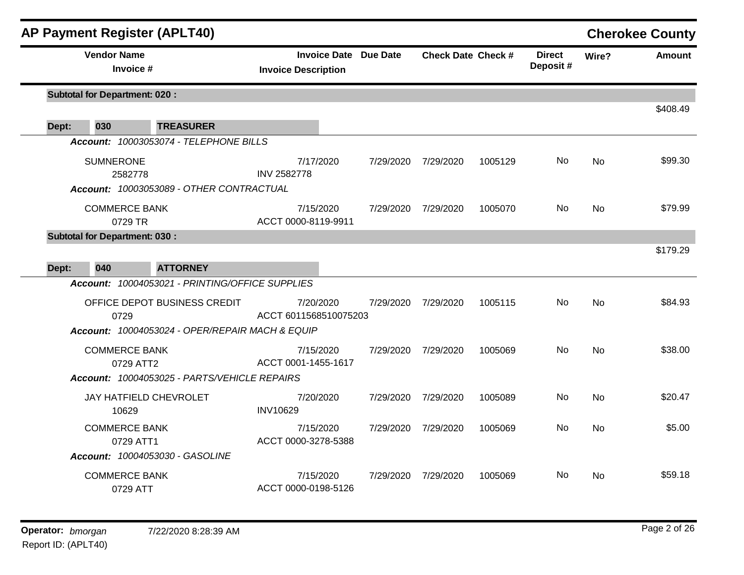## AP Payment Register (APLT40) — Cherokee County

| Vendor Name / Invoice # | Invoice Date / Invoice Description | Due Date | Check Date | Check # | Direct Deposit # | Wire? | Amount |
|---|---|---|---|---|---|---|---|
| **Subtotal for Department: 020 :** | | | | | | | $408.49 |
| **Dept: 030 TREASURER** | | | | | | | |
| ***Account: 10003053074 - TELEPHONE BILLS*** | | | | | | | |
| SUMNERONE 2582778 | 7/17/2020 INV 2582778 | 7/29/2020 | 7/29/2020 | 1005129 | No | No | $99.30 |
| ***Account: 10003053089 - OTHER CONTRACTUAL*** | | | | | | | |
| COMMERCE BANK 0729 TR | 7/15/2020 ACCT 0000-8119-9911 | 7/29/2020 | 7/29/2020 | 1005070 | No | No | $79.99 |
| **Subtotal for Department: 030 :** | | | | | | | $179.29 |
| **Dept: 040 ATTORNEY** | | | | | | | |
| ***Account: 10004053021 - PRINTING/OFFICE SUPPLIES*** | | | | | | | |
| OFFICE DEPOT BUSINESS CREDIT 0729 | 7/20/2020 ACCT 6011568510075203 | 7/29/2020 | 7/29/2020 | 1005115 | No | No | $84.93 |
| ***Account: 10004053024 - OPER/REPAIR MACH & EQUIP*** | | | | | | | |
| COMMERCE BANK 0729 ATT2 | 7/15/2020 ACCT 0001-1455-1617 | 7/29/2020 | 7/29/2020 | 1005069 | No | No | $38.00 |
| ***Account: 10004053025 - PARTS/VEHICLE REPAIRS*** | | | | | | | |
| JAY HATFIELD CHEVROLET 10629 | 7/20/2020 INV10629 | 7/29/2020 | 7/29/2020 | 1005089 | No | No | $20.47 |
| COMMERCE BANK 0729 ATT1 | 7/15/2020 ACCT 0000-3278-5388 | 7/29/2020 | 7/29/2020 | 1005069 | No | No | $5.00 |
| ***Account: 10004053030 - GASOLINE*** | | | | | | | |
| COMMERCE BANK 0729 ATT | 7/15/2020 ACCT 0000-0198-5126 | 7/29/2020 | 7/29/2020 | 1005069 | No | No | $59.18 |

**Operator:** *bmorgan* 7/22/2020 8:28:39 AM
Report ID: (APLT40)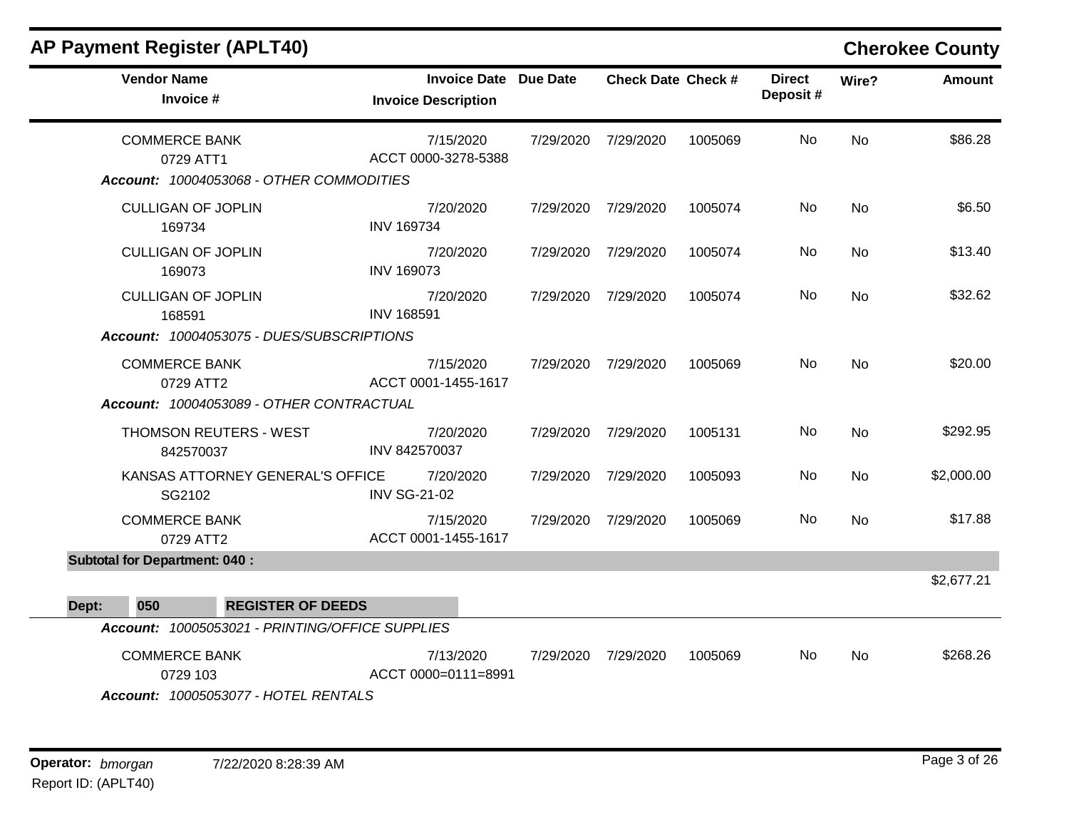## AP Payment Register (APLT40)

**Cherokee County**

| Vendor Name / Invoice # | Invoice Date / Invoice Description | Due Date | Check Date | Check # | Direct Deposit # | Wire? | Amount |
|---|---|---|---|---|---|---|---|
| COMMERCE BANK<br>0729 ATT1 | 7/15/2020<br>ACCT 0000-3278-5388 | 7/29/2020 | 7/29/2020 | 1005069 | No | No | $86.28 |
| ***Account:** 10004053068 - OTHER COMMODITIES* | | | | | | | |
| CULLIGAN OF JOPLIN<br>169734 | 7/20/2020<br>INV 169734 | 7/29/2020 | 7/29/2020 | 1005074 | No | No | $6.50 |
| CULLIGAN OF JOPLIN<br>169073 | 7/20/2020<br>INV 169073 | 7/29/2020 | 7/29/2020 | 1005074 | No | No | $13.40 |
| CULLIGAN OF JOPLIN<br>168591 | 7/20/2020<br>INV 168591 | 7/29/2020 | 7/29/2020 | 1005074 | No | No | $32.62 |
| ***Account:** 10004053075 - DUES/SUBSCRIPTIONS* | | | | | | | |
| COMMERCE BANK<br>0729 ATT2 | 7/15/2020<br>ACCT 0001-1455-1617 | 7/29/2020 | 7/29/2020 | 1005069 | No | No | $20.00 |
| ***Account:** 10004053089 - OTHER CONTRACTUAL* | | | | | | | |
| THOMSON REUTERS - WEST<br>842570037 | 7/20/2020<br>INV 842570037 | 7/29/2020 | 7/29/2020 | 1005131 | No | No | $292.95 |
| KANSAS ATTORNEY GENERAL'S OFFICE<br>SG2102 | 7/20/2020<br>INV SG-21-02 | 7/29/2020 | 7/29/2020 | 1005093 | No | No | $2,000.00 |
| COMMERCE BANK<br>0729 ATT2 | 7/15/2020<br>ACCT 0001-1455-1617 | 7/29/2020 | 7/29/2020 | 1005069 | No | No | $17.88 |
| **Subtotal for Department: 040 :** | | | | | | | $2,677.21 |

**Dept: 050 REGISTER OF DEEDS**

| Vendor Name / Invoice # | Invoice Date / Invoice Description | Due Date | Check Date | Check # | Direct Deposit # | Wire? | Amount |
|---|---|---|---|---|---|---|---|
| ***Account:** 10005053021 - PRINTING/OFFICE SUPPLIES* | | | | | | | |
| COMMERCE BANK<br>0729 103 | 7/13/2020<br>ACCT 0000=0111=8991 | 7/29/2020 | 7/29/2020 | 1005069 | No | No | $268.26 |
| ***Account:** 10005053077 - HOTEL RENTALS* | | | | | | | |

**Operator:** *bmorgan* 7/22/2020 8:28:39 AM

Report ID: (APLT40)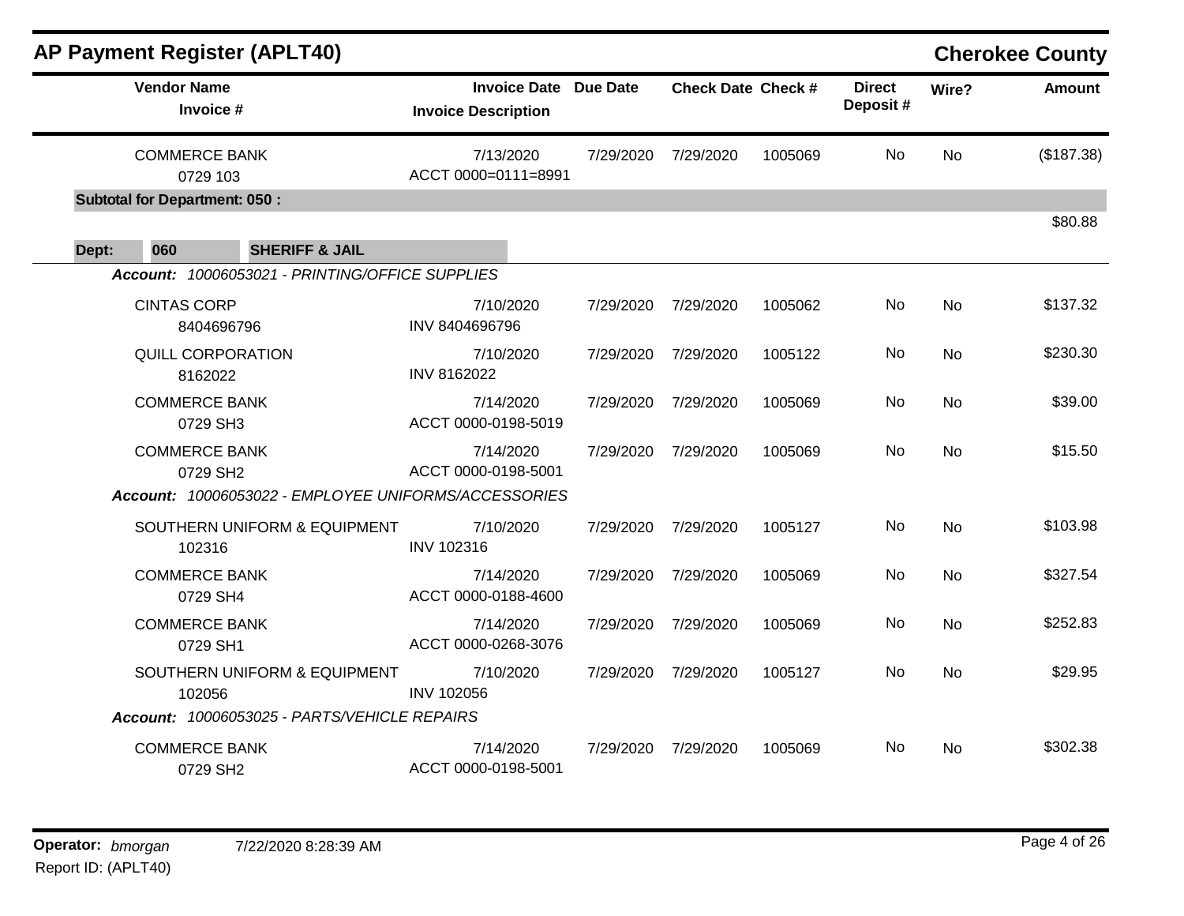## AP Payment Register (APLT40)

**Cherokee County**

| Vendor Name / Invoice # | Invoice Date / Invoice Description | Due Date | Check Date | Check # | Direct Deposit # | Wire? | Amount |
|---|---|---|---|---|---|---|---|
| COMMERCE BANK<br>0729 103 | 7/13/2020<br>ACCT 0000=0111=8991 | 7/29/2020 | 7/29/2020 | 1005069 | No | No | ($187.38) |
| **Subtotal for Department: 050 :** | | | | | | | $80.88 |
| **Dept: 060 SHERIFF & JAIL** | | | | | | | |
| ***Account:* 10006053021 - PRINTING/OFFICE SUPPLIES** | | | | | | | |
| CINTAS CORP<br>8404696796 | 7/10/2020<br>INV 8404696796 | 7/29/2020 | 7/29/2020 | 1005062 | No | No | $137.32 |
| QUILL CORPORATION<br>8162022 | 7/10/2020<br>INV 8162022 | 7/29/2020 | 7/29/2020 | 1005122 | No | No | $230.30 |
| COMMERCE BANK<br>0729 SH3 | 7/14/2020<br>ACCT 0000-0198-5019 | 7/29/2020 | 7/29/2020 | 1005069 | No | No | $39.00 |
| COMMERCE BANK<br>0729 SH2 | 7/14/2020<br>ACCT 0000-0198-5001 | 7/29/2020 | 7/29/2020 | 1005069 | No | No | $15.50 |
| ***Account:* 10006053022 - EMPLOYEE UNIFORMS/ACCESSORIES** | | | | | | | |
| SOUTHERN UNIFORM & EQUIPMENT<br>102316 | 7/10/2020<br>INV 102316 | 7/29/2020 | 7/29/2020 | 1005127 | No | No | $103.98 |
| COMMERCE BANK<br>0729 SH4 | 7/14/2020<br>ACCT 0000-0188-4600 | 7/29/2020 | 7/29/2020 | 1005069 | No | No | $327.54 |
| COMMERCE BANK<br>0729 SH1 | 7/14/2020<br>ACCT 0000-0268-3076 | 7/29/2020 | 7/29/2020 | 1005069 | No | No | $252.83 |
| SOUTHERN UNIFORM & EQUIPMENT<br>102056 | 7/10/2020<br>INV 102056 | 7/29/2020 | 7/29/2020 | 1005127 | No | No | $29.95 |
| ***Account:* 10006053025 - PARTS/VEHICLE REPAIRS** | | | | | | | |
| COMMERCE BANK<br>0729 SH2 | 7/14/2020<br>ACCT 0000-0198-5001 | 7/29/2020 | 7/29/2020 | 1005069 | No | No | $302.38 |

**Operator:** *bmorgan* 7/22/2020 8:28:39 AM
Report ID: (APLT40)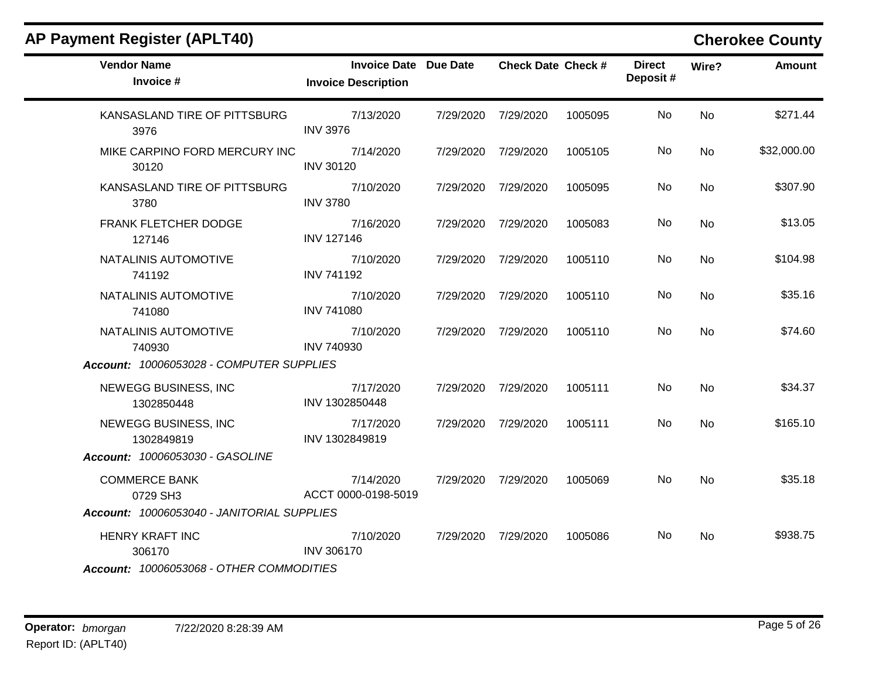# AP Payment Register (APLT40)

## Cherokee County

| Vendor Name / Invoice # | Invoice Date / Invoice Description | Due Date | Check Date | Check # | Direct Deposit # | Wire? | Amount |
|---|---|---|---|---|---|---|---|
| KANSASLAND TIRE OF PITTSBURG<br>3976 | 7/13/2020<br>INV 3976 | 7/29/2020 | 7/29/2020 | 1005095 | No | No | $271.44 |
| MIKE CARPINO FORD MERCURY INC<br>30120 | 7/14/2020<br>INV 30120 | 7/29/2020 | 7/29/2020 | 1005105 | No | No | $32,000.00 |
| KANSASLAND TIRE OF PITTSBURG<br>3780 | 7/10/2020<br>INV 3780 | 7/29/2020 | 7/29/2020 | 1005095 | No | No | $307.90 |
| FRANK FLETCHER DODGE<br>127146 | 7/16/2020<br>INV 127146 | 7/29/2020 | 7/29/2020 | 1005083 | No | No | $13.05 |
| NATALINIS AUTOMOTIVE<br>741192 | 7/10/2020<br>INV 741192 | 7/29/2020 | 7/29/2020 | 1005110 | No | No | $104.98 |
| NATALINIS AUTOMOTIVE<br>741080 | 7/10/2020<br>INV 741080 | 7/29/2020 | 7/29/2020 | 1005110 | No | No | $35.16 |
| NATALINIS AUTOMOTIVE<br>740930 | 7/10/2020<br>INV 740930 | 7/29/2020 | 7/29/2020 | 1005110 | No | No | $74.60 |
| ***Account:*** *10006053028 - COMPUTER SUPPLIES* | | | | | | | |
| NEWEGG BUSINESS, INC<br>1302850448 | 7/17/2020<br>INV 1302850448 | 7/29/2020 | 7/29/2020 | 1005111 | No | No | $34.37 |
| NEWEGG BUSINESS, INC<br>1302849819 | 7/17/2020<br>INV 1302849819 | 7/29/2020 | 7/29/2020 | 1005111 | No | No | $165.10 |
| ***Account:*** *10006053030 - GASOLINE* | | | | | | | |
| COMMERCE BANK<br>0729 SH3 | 7/14/2020<br>ACCT 0000-0198-5019 | 7/29/2020 | 7/29/2020 | 1005069 | No | No | $35.18 |
| ***Account:*** *10006053040 - JANITORIAL SUPPLIES* | | | | | | | |
| HENRY KRAFT INC<br>306170 | 7/10/2020<br>INV 306170 | 7/29/2020 | 7/29/2020 | 1005086 | No | No | $938.75 |
| ***Account:*** *10006053068 - OTHER COMMODITIES* | | | | | | | |

**Operator:** *bmorgan* 7/22/2020 8:28:39 AM
Report ID: (APLT40)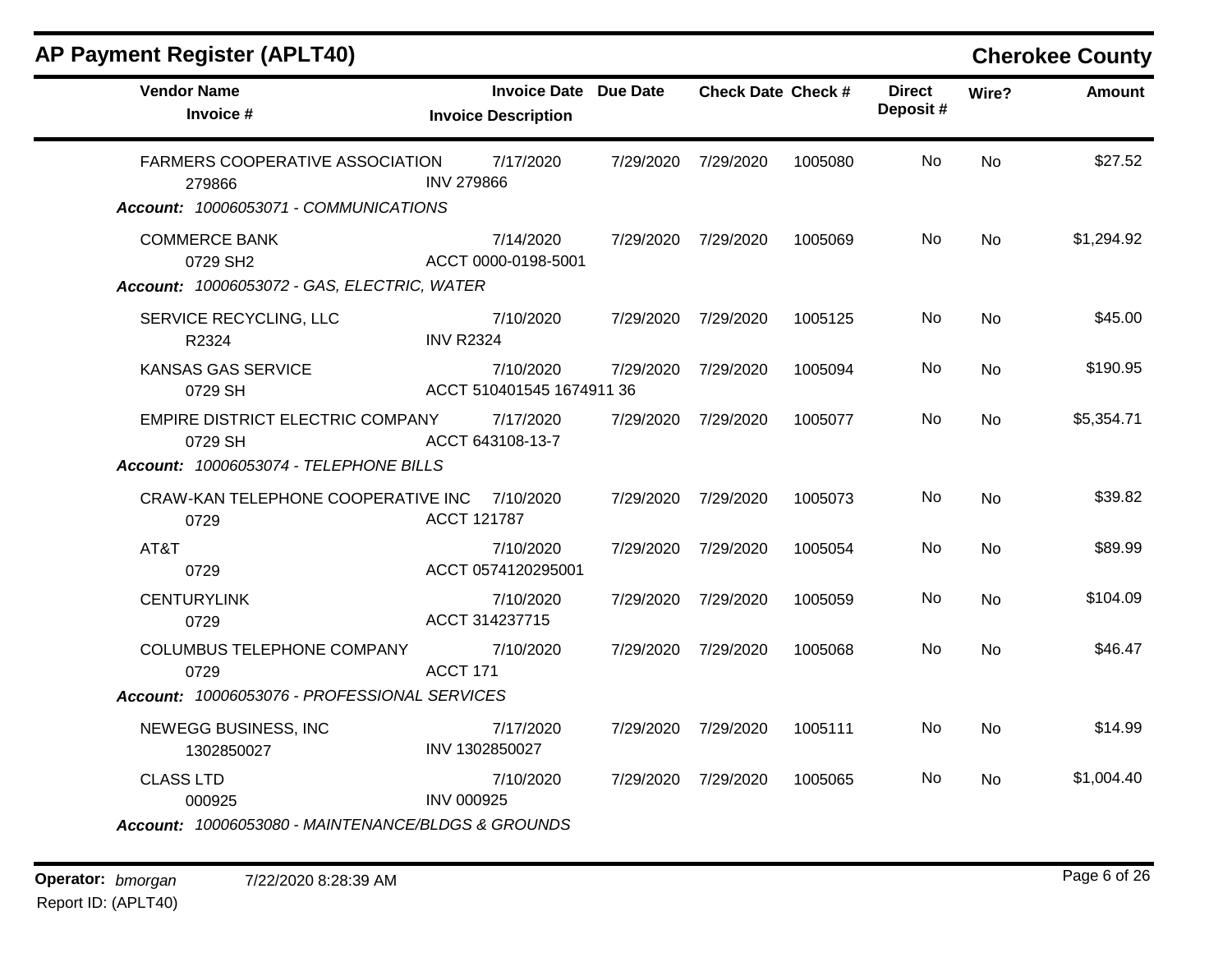# AP Payment Register (APLT40)

**Cherokee County**

| Vendor Name<br>Invoice # | Invoice Date<br>Invoice Description | Due Date | Check Date | Check # | Direct Deposit # | Wire? | Amount |
|---|---|---|---|---|---|---|---|
| FARMERS COOPERATIVE ASSOCIATION<br>279866 | 7/17/2020<br>INV 279866 | 7/29/2020 | 7/29/2020 | 1005080 | No | No | $27.52 |
| ***Account:*** *10006053071 - COMMUNICATIONS* | | | | | | | |
| COMMERCE BANK<br>0729 SH2 | 7/14/2020<br>ACCT 0000-0198-5001 | 7/29/2020 | 7/29/2020 | 1005069 | No | No | $1,294.92 |
| ***Account:*** *10006053072 - GAS, ELECTRIC, WATER* | | | | | | | |
| SERVICE RECYCLING, LLC<br>R2324 | 7/10/2020<br>INV R2324 | 7/29/2020 | 7/29/2020 | 1005125 | No | No | $45.00 |
| KANSAS GAS SERVICE<br>0729 SH | 7/10/2020<br>ACCT 510401545 1674911 36 | 7/29/2020 | 7/29/2020 | 1005094 | No | No | $190.95 |
| EMPIRE DISTRICT ELECTRIC COMPANY<br>0729 SH | 7/17/2020<br>ACCT 643108-13-7 | 7/29/2020 | 7/29/2020 | 1005077 | No | No | $5,354.71 |
| ***Account:*** *10006053074 - TELEPHONE BILLS* | | | | | | | |
| CRAW-KAN TELEPHONE COOPERATIVE INC<br>0729 | 7/10/2020<br>ACCT 121787 | 7/29/2020 | 7/29/2020 | 1005073 | No | No | $39.82 |
| AT&T<br>0729 | 7/10/2020<br>ACCT 0574120295001 | 7/29/2020 | 7/29/2020 | 1005054 | No | No | $89.99 |
| CENTURYLINK<br>0729 | 7/10/2020<br>ACCT 314237715 | 7/29/2020 | 7/29/2020 | 1005059 | No | No | $104.09 |
| COLUMBUS TELEPHONE COMPANY<br>0729 | 7/10/2020<br>ACCT 171 | 7/29/2020 | 7/29/2020 | 1005068 | No | No | $46.47 |
| ***Account:*** *10006053076 - PROFESSIONAL SERVICES* | | | | | | | |
| NEWEGG BUSINESS, INC<br>1302850027 | 7/17/2020<br>INV 1302850027 | 7/29/2020 | 7/29/2020 | 1005111 | No | No | $14.99 |
| CLASS LTD<br>000925 | 7/10/2020<br>INV 000925 | 7/29/2020 | 7/29/2020 | 1005065 | No | No | $1,004.40 |
| ***Account:*** *10006053080 - MAINTENANCE/BLDGS & GROUNDS* | | | | | | | |

**Operator:** *bmorgan* 7/22/2020 8:28:39 AM
Report ID: (APLT40)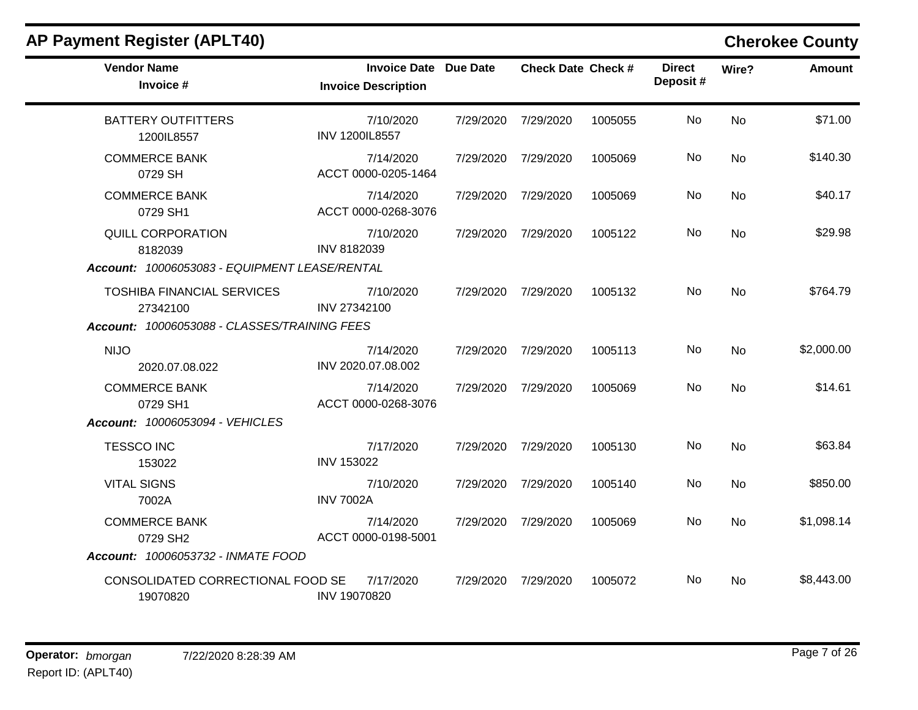# AP Payment Register (APLT40)

**Cherokee County**

| Vendor Name / Invoice # | Invoice Date / Invoice Description | Due Date | Check Date | Check # | Direct Deposit # | Wire? | Amount |
|---|---|---|---|---|---|---|---|
| BATTERY OUTFITTERS<br>1200IL8557 | 7/10/2020<br>INV 1200IL8557 | 7/29/2020 | 7/29/2020 | 1005055 | No | No | $71.00 |
| COMMERCE BANK<br>0729 SH | 7/14/2020<br>ACCT 0000-0205-1464 | 7/29/2020 | 7/29/2020 | 1005069 | No | No | $140.30 |
| COMMERCE BANK<br>0729 SH1 | 7/14/2020<br>ACCT 0000-0268-3076 | 7/29/2020 | 7/29/2020 | 1005069 | No | No | $40.17 |
| QUILL CORPORATION<br>8182039 | 7/10/2020<br>INV 8182039 | 7/29/2020 | 7/29/2020 | 1005122 | No | No | $29.98 |
| ***Account:** 10006053083 - EQUIPMENT LEASE/RENTAL* | | | | | | | |
| TOSHIBA FINANCIAL SERVICES<br>27342100 | 7/10/2020<br>INV 27342100 | 7/29/2020 | 7/29/2020 | 1005132 | No | No | $764.79 |
| ***Account:** 10006053088 - CLASSES/TRAINING FEES* | | | | | | | |
| NIJO<br>2020.07.08.022 | 7/14/2020<br>INV 2020.07.08.002 | 7/29/2020 | 7/29/2020 | 1005113 | No | No | $2,000.00 |
| COMMERCE BANK<br>0729 SH1 | 7/14/2020<br>ACCT 0000-0268-3076 | 7/29/2020 | 7/29/2020 | 1005069 | No | No | $14.61 |
| ***Account:** 10006053094 - VEHICLES* | | | | | | | |
| TESSCO INC<br>153022 | 7/17/2020<br>INV 153022 | 7/29/2020 | 7/29/2020 | 1005130 | No | No | $63.84 |
| VITAL SIGNS<br>7002A | 7/10/2020<br>INV 7002A | 7/29/2020 | 7/29/2020 | 1005140 | No | No | $850.00 |
| COMMERCE BANK<br>0729 SH2 | 7/14/2020<br>ACCT 0000-0198-5001 | 7/29/2020 | 7/29/2020 | 1005069 | No | No | $1,098.14 |
| ***Account:** 10006053732 - INMATE FOOD* | | | | | | | |
| CONSOLIDATED CORRECTIONAL FOOD SE<br>19070820 | 7/17/2020<br>INV 19070820 | 7/29/2020 | 7/29/2020 | 1005072 | No | No | $8,443.00 |

**Operator:** *bmorgan* 7/22/2020 8:28:39 AM

Report ID: (APLT40)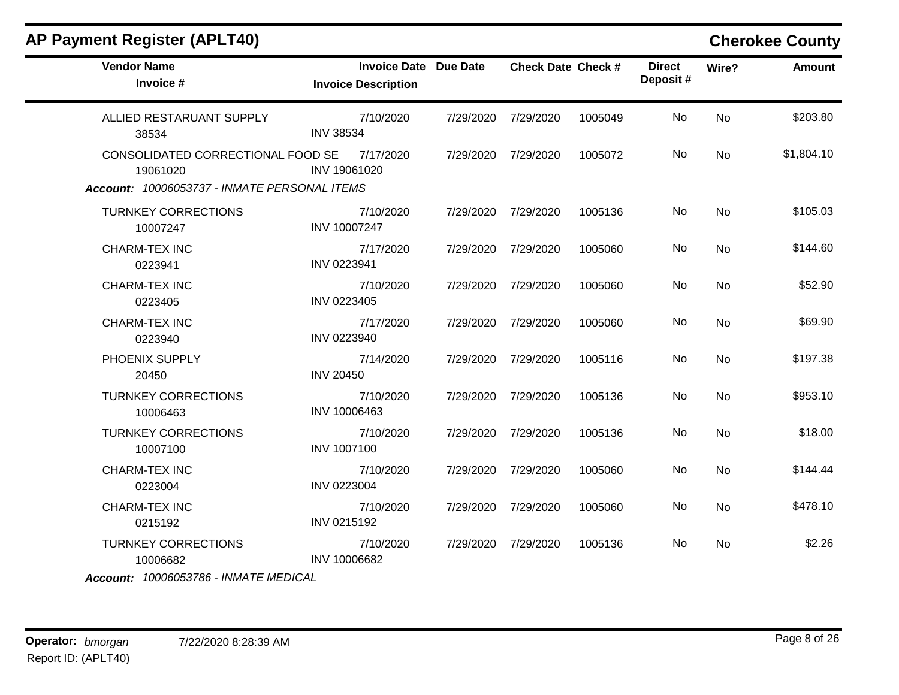## AP Payment Register (APLT40)

**Cherokee County**

| Vendor Name / Invoice # | Invoice Date / Invoice Description | Due Date | Check Date | Check # | Direct Deposit # | Wire? | Amount |
|---|---|---|---|---|---|---|---|
| ALLIED RESTARUANT SUPPLY<br>38534 | 7/10/2020<br>INV 38534 | 7/29/2020 | 7/29/2020 | 1005049 | No | No | $203.80 |
| CONSOLIDATED CORRECTIONAL FOOD SE<br>19061020 | 7/17/2020<br>INV 19061020 | 7/29/2020 | 7/29/2020 | 1005072 | No | No | $1,804.10 |

***Account:** 10006053737 - INMATE PERSONAL ITEMS*

| Vendor Name / Invoice # | Invoice Date / Invoice Description | Due Date | Check Date | Check # | Direct Deposit # | Wire? | Amount |
|---|---|---|---|---|---|---|---|
| TURNKEY CORRECTIONS<br>10007247 | 7/10/2020<br>INV 10007247 | 7/29/2020 | 7/29/2020 | 1005136 | No | No | $105.03 |
| CHARM-TEX INC<br>0223941 | 7/17/2020<br>INV 0223941 | 7/29/2020 | 7/29/2020 | 1005060 | No | No | $144.60 |
| CHARM-TEX INC<br>0223405 | 7/10/2020<br>INV 0223405 | 7/29/2020 | 7/29/2020 | 1005060 | No | No | $52.90 |
| CHARM-TEX INC<br>0223940 | 7/17/2020<br>INV 0223940 | 7/29/2020 | 7/29/2020 | 1005060 | No | No | $69.90 |
| PHOENIX SUPPLY<br>20450 | 7/14/2020<br>INV 20450 | 7/29/2020 | 7/29/2020 | 1005116 | No | No | $197.38 |
| TURNKEY CORRECTIONS<br>10006463 | 7/10/2020<br>INV 10006463 | 7/29/2020 | 7/29/2020 | 1005136 | No | No | $953.10 |
| TURNKEY CORRECTIONS<br>10007100 | 7/10/2020<br>INV 1007100 | 7/29/2020 | 7/29/2020 | 1005136 | No | No | $18.00 |
| CHARM-TEX INC<br>0223004 | 7/10/2020<br>INV 0223004 | 7/29/2020 | 7/29/2020 | 1005060 | No | No | $144.44 |
| CHARM-TEX INC<br>0215192 | 7/10/2020<br>INV 0215192 | 7/29/2020 | 7/29/2020 | 1005060 | No | No | $478.10 |
| TURNKEY CORRECTIONS<br>10006682 | 7/10/2020<br>INV 10006682 | 7/29/2020 | 7/29/2020 | 1005136 | No | No | $2.26 |

***Account:** 10006053786 - INMATE MEDICAL*

**Operator:** *bmorgan* 7/22/2020 8:28:39 AM
Report ID: (APLT40)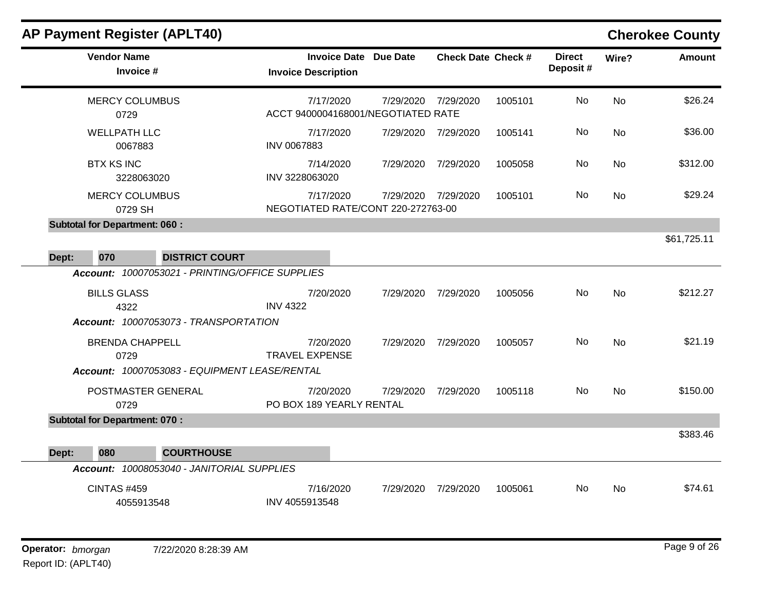# AP Payment Register (APLT40)

## Cherokee County

| Vendor Name / Invoice # | Invoice Date / Invoice Description | Due Date | Check Date | Check # | Direct Deposit # | Wire? | Amount |
|---|---|---|---|---|---|---|---|
| MERCY COLUMBUS<br>0729 | 7/17/2020<br>ACCT 9400004168001/NEGOTIATED RATE | 7/29/2020 | 7/29/2020 | 1005101 | No | No | $26.24 |
| WELLPATH LLC<br>0067883 | 7/17/2020<br>INV 0067883 | 7/29/2020 | 7/29/2020 | 1005141 | No | No | $36.00 |
| BTX KS INC<br>3228063020 | 7/14/2020<br>INV 3228063020 | 7/29/2020 | 7/29/2020 | 1005058 | No | No | $312.00 |
| MERCY COLUMBUS<br>0729 SH | 7/17/2020<br>NEGOTIATED RATE/CONT 220-272763-00 | 7/29/2020 | 7/29/2020 | 1005101 | No | No | $29.24 |
| **Subtotal for Department: 060 :** | | | | | | | $61,725.11 |

**Dept: 070 DISTRICT COURT**

| Vendor Name / Invoice # | Invoice Date / Invoice Description | Due Date | Check Date | Check # | Direct Deposit # | Wire? | Amount |
|---|---|---|---|---|---|---|---|
| ***Account: 10007053021 - PRINTING/OFFICE SUPPLIES*** | | | | | | | |
| BILLS GLASS<br>4322 | 7/20/2020<br>INV 4322 | 7/29/2020 | 7/29/2020 | 1005056 | No | No | $212.27 |
| ***Account: 10007053073 - TRANSPORTATION*** | | | | | | | |
| BRENDA CHAPPELL<br>0729 | 7/20/2020<br>TRAVEL EXPENSE | 7/29/2020 | 7/29/2020 | 1005057 | No | No | $21.19 |
| ***Account: 10007053083 - EQUIPMENT LEASE/RENTAL*** | | | | | | | |
| POSTMASTER GENERAL<br>0729 | 7/20/2020<br>PO BOX 189 YEARLY RENTAL | 7/29/2020 | 7/29/2020 | 1005118 | No | No | $150.00 |
| **Subtotal for Department: 070 :** | | | | | | | $383.46 |

**Dept: 080 COURTHOUSE**

| Vendor Name / Invoice # | Invoice Date / Invoice Description | Due Date | Check Date | Check # | Direct Deposit # | Wire? | Amount |
|---|---|---|---|---|---|---|---|
| ***Account: 10008053040 - JANITORIAL SUPPLIES*** | | | | | | | |
| CINTAS #459<br>4055913548 | 7/16/2020<br>INV 4055913548 | 7/29/2020 | 7/29/2020 | 1005061 | No | No | $74.61 |

**Operator:** *bmorgan* 7/22/2020 8:28:39 AM

Report ID: (APLT40)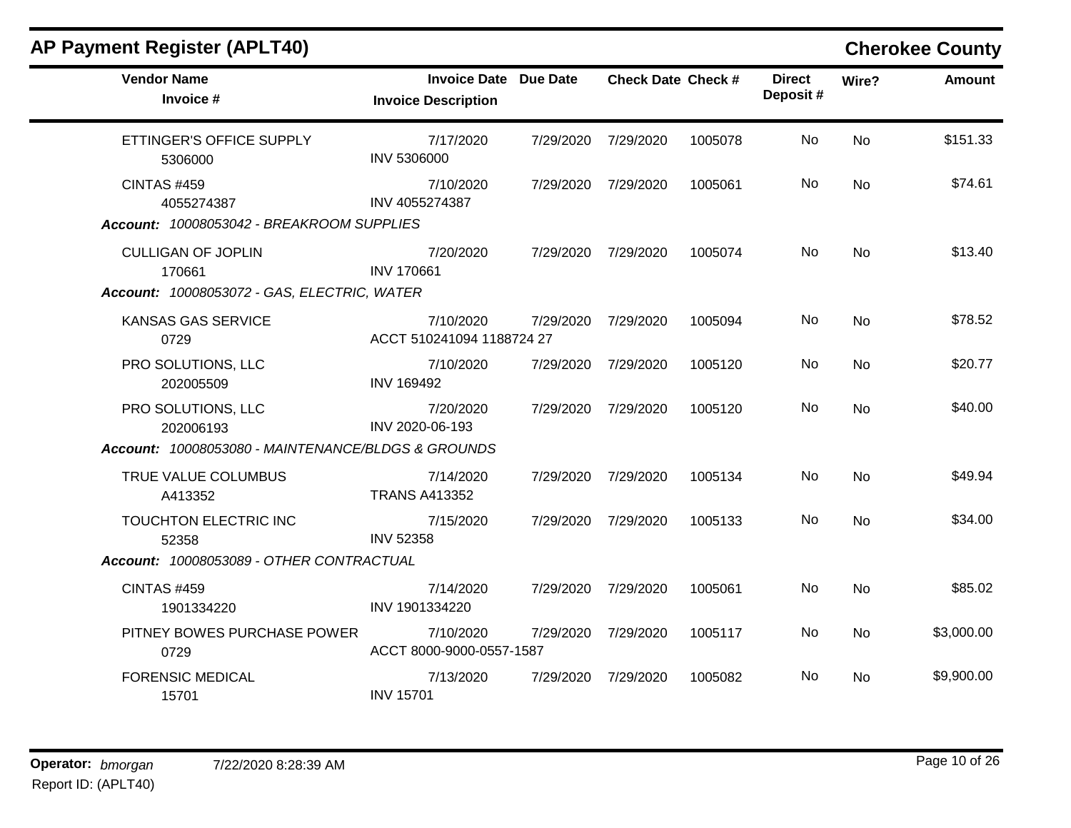## AP Payment Register (APLT40)

**Cherokee County**

| Vendor Name / Invoice # | Invoice Date / Invoice Description | Due Date | Check Date | Check # | Direct Deposit # | Wire? | Amount |
|---|---|---|---|---|---|---|---|
| ETTINGER'S OFFICE SUPPLY<br>5306000 | 7/17/2020<br>INV 5306000 | 7/29/2020 | 7/29/2020 | 1005078 | No | No | $151.33 |
| CINTAS #459<br>4055274387 | 7/10/2020<br>INV 4055274387 | 7/29/2020 | 7/29/2020 | 1005061 | No | No | $74.61 |
| ***Account:*** *10008053042 - BREAKROOM SUPPLIES* | | | | | | | |
| CULLIGAN OF JOPLIN<br>170661 | 7/20/2020<br>INV 170661 | 7/29/2020 | 7/29/2020 | 1005074 | No | No | $13.40 |
| ***Account:*** *10008053072 - GAS, ELECTRIC, WATER* | | | | | | | |
| KANSAS GAS SERVICE<br>0729 | 7/10/2020<br>ACCT 510241094 1188724 27 | 7/29/2020 | 7/29/2020 | 1005094 | No | No | $78.52 |
| PRO SOLUTIONS, LLC<br>202005509 | 7/10/2020<br>INV 169492 | 7/29/2020 | 7/29/2020 | 1005120 | No | No | $20.77 |
| PRO SOLUTIONS, LLC<br>202006193 | 7/20/2020<br>INV 2020-06-193 | 7/29/2020 | 7/29/2020 | 1005120 | No | No | $40.00 |
| ***Account:*** *10008053080 - MAINTENANCE/BLDGS & GROUNDS* | | | | | | | |
| TRUE VALUE COLUMBUS<br>A413352 | 7/14/2020<br>TRANS A413352 | 7/29/2020 | 7/29/2020 | 1005134 | No | No | $49.94 |
| TOUCHTON ELECTRIC INC<br>52358 | 7/15/2020<br>INV 52358 | 7/29/2020 | 7/29/2020 | 1005133 | No | No | $34.00 |
| ***Account:*** *10008053089 - OTHER CONTRACTUAL* | | | | | | | |
| CINTAS #459<br>1901334220 | 7/14/2020<br>INV 1901334220 | 7/29/2020 | 7/29/2020 | 1005061 | No | No | $85.02 |
| PITNEY BOWES PURCHASE POWER<br>0729 | 7/10/2020<br>ACCT 8000-9000-0557-1587 | 7/29/2020 | 7/29/2020 | 1005117 | No | No | $3,000.00 |
| FORENSIC MEDICAL<br>15701 | 7/13/2020<br>INV 15701 | 7/29/2020 | 7/29/2020 | 1005082 | No | No | $9,900.00 |

**Operator:** *bmorgan* 7/22/2020 8:28:39 AM

Report ID: (APLT40)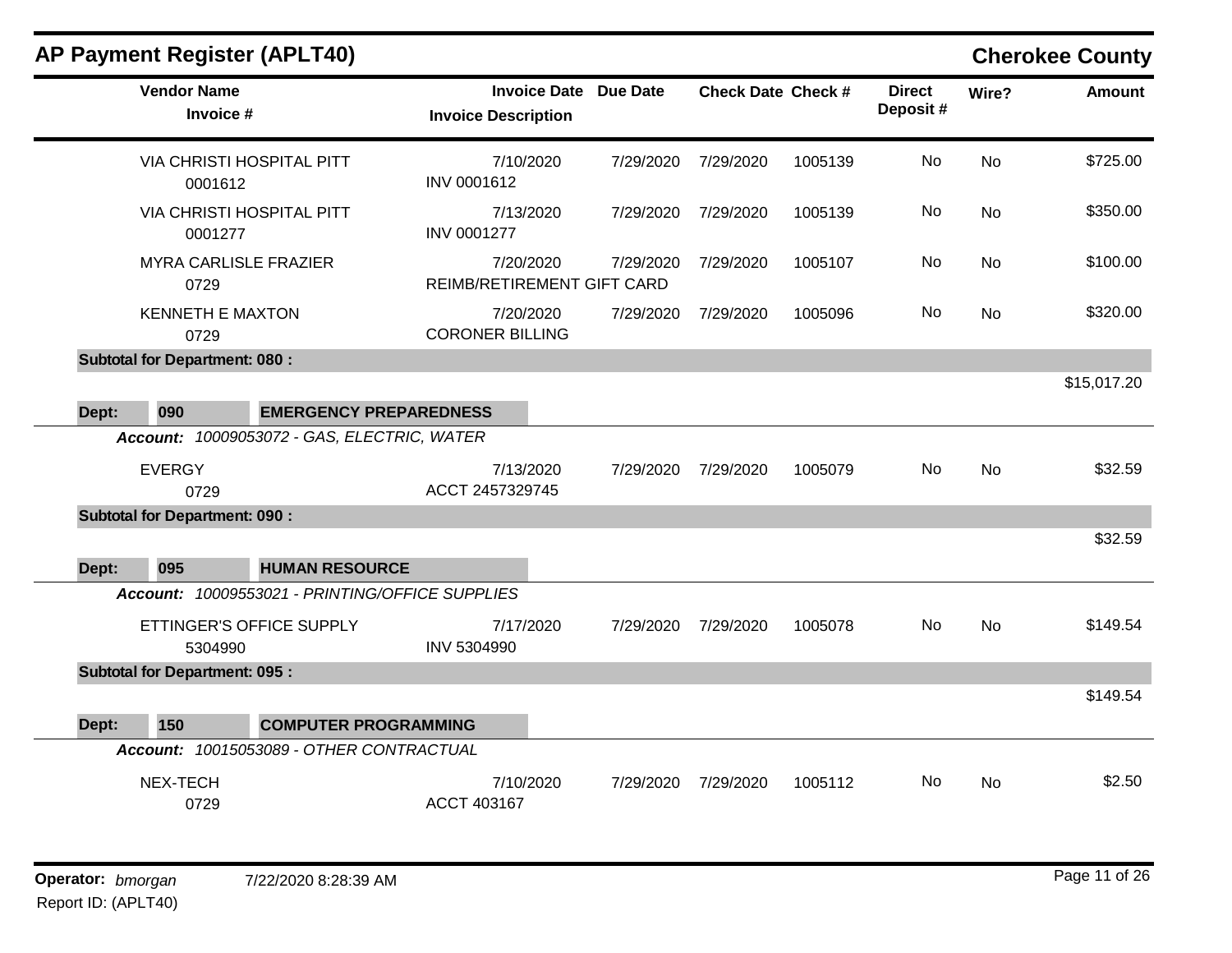## AP Payment Register (APLT40)

**Cherokee County**

| Vendor Name / Invoice # | Invoice Date / Invoice Description | Due Date | Check Date | Check # | Direct Deposit # | Wire? | Amount |
|---|---|---|---|---|---|---|---|
| VIA CHRISTI HOSPITAL PITT<br>0001612 | 7/10/2020<br>INV 0001612 | 7/29/2020 | 7/29/2020 | 1005139 | No | No | $725.00 |
| VIA CHRISTI HOSPITAL PITT<br>0001277 | 7/13/2020<br>INV 0001277 | 7/29/2020 | 7/29/2020 | 1005139 | No | No | $350.00 |
| MYRA CARLISLE FRAZIER<br>0729 | 7/20/2020<br>REIMB/RETIREMENT GIFT CARD | 7/29/2020 | 7/29/2020 | 1005107 | No | No | $100.00 |
| KENNETH E MAXTON<br>0729 | 7/20/2020<br>CORONER BILLING | 7/29/2020 | 7/29/2020 | 1005096 | No | No | $320.00 |
| **Subtotal for Department: 080 :** | | | | | | | $15,017.20 |

**Dept: 090 EMERGENCY PREPAREDNESS**

***Account:*** *10009053072 - GAS, ELECTRIC, WATER*

| Vendor Name / Invoice # | Invoice Date / Invoice Description | Due Date | Check Date | Check # | Direct Deposit # | Wire? | Amount |
|---|---|---|---|---|---|---|---|
| EVERGY<br>0729 | 7/13/2020<br>ACCT 2457329745 | 7/29/2020 | 7/29/2020 | 1005079 | No | No | $32.59 |
| **Subtotal for Department: 090 :** | | | | | | | $32.59 |

**Dept: 095 HUMAN RESOURCE**

***Account:*** *10009553021 - PRINTING/OFFICE SUPPLIES*

| Vendor Name / Invoice # | Invoice Date / Invoice Description | Due Date | Check Date | Check # | Direct Deposit # | Wire? | Amount |
|---|---|---|---|---|---|---|---|
| ETTINGER'S OFFICE SUPPLY<br>5304990 | 7/17/2020<br>INV 5304990 | 7/29/2020 | 7/29/2020 | 1005078 | No | No | $149.54 |
| **Subtotal for Department: 095 :** | | | | | | | $149.54 |

**Dept: 150 COMPUTER PROGRAMMING**

***Account:*** *10015053089 - OTHER CONTRACTUAL*

| Vendor Name / Invoice # | Invoice Date / Invoice Description | Due Date | Check Date | Check # | Direct Deposit # | Wire? | Amount |
|---|---|---|---|---|---|---|---|
| NEX-TECH<br>0729 | 7/10/2020<br>ACCT 403167 | 7/29/2020 | 7/29/2020 | 1005112 | No | No | $2.50 |

**Operator:** *bmorgan* 7/22/2020 8:28:39 AM

Report ID: (APLT40)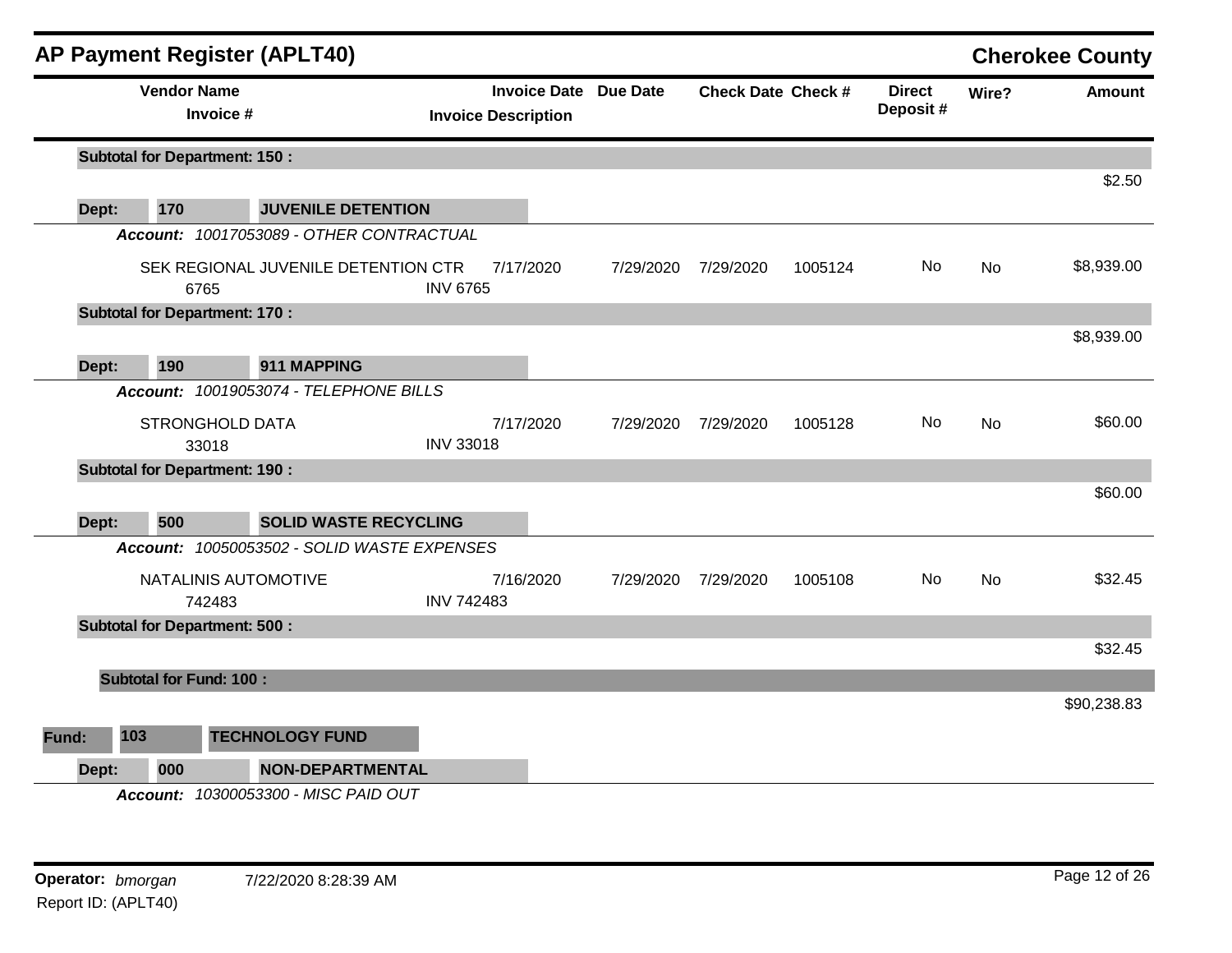## AP Payment Register (APLT40)

**Cherokee County**

| Vendor Name / Invoice # | Invoice Date / Invoice Description | Due Date | Check Date | Check # | Direct Deposit # | Wire? | Amount |
|---|---|---|---|---|---|---|---|
| **Subtotal for Department: 150 :** | | | | | | | $2.50 |
| **Dept: 170 JUVENILE DETENTION** | | | | | | | |
| ***Account: 10017053089 - OTHER CONTRACTUAL*** | | | | | | | |
| SEK REGIONAL JUVENILE DETENTION CTR<br>6765 | 7/17/2020<br>INV 6765 | 7/29/2020 | 7/29/2020 | 1005124 | No | No | $8,939.00 |
| **Subtotal for Department: 170 :** | | | | | | | $8,939.00 |
| **Dept: 190 911 MAPPING** | | | | | | | |
| ***Account: 10019053074 - TELEPHONE BILLS*** | | | | | | | |
| STRONGHOLD DATA<br>33018 | 7/17/2020<br>INV 33018 | 7/29/2020 | 7/29/2020 | 1005128 | No | No | $60.00 |
| **Subtotal for Department: 190 :** | | | | | | | $60.00 |
| **Dept: 500 SOLID WASTE RECYCLING** | | | | | | | |
| ***Account: 10050053502 - SOLID WASTE EXPENSES*** | | | | | | | |
| NATALINIS AUTOMOTIVE<br>742483 | 7/16/2020<br>INV 742483 | 7/29/2020 | 7/29/2020 | 1005108 | No | No | $32.45 |
| **Subtotal for Department: 500 :** | | | | | | | $32.45 |
| **Subtotal for Fund: 100 :** | | | | | | | $90,238.83 |
| **Fund: 103 TECHNOLOGY FUND** | | | | | | | |
| **Dept: 000 NON-DEPARTMENTAL** | | | | | | | |
| ***Account: 10300053300 - MISC PAID OUT*** | | | | | | | |

**Operator:** *bmorgan* 7/22/2020 8:28:39 AM

Report ID: (APLT40)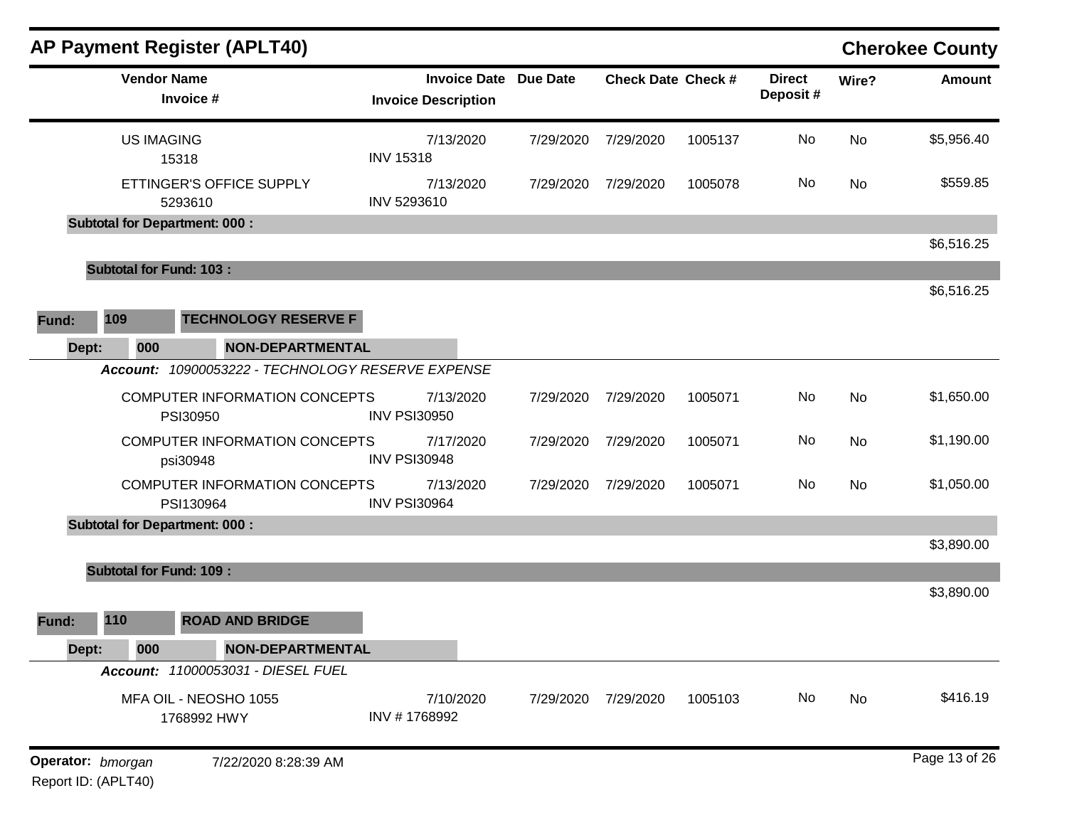# AP Payment Register (APLT40)

**Cherokee County**

| Vendor Name / Invoice # | Invoice Date / Invoice Description | Due Date | Check Date | Check # | Direct Deposit # | Wire? | Amount |
|---|---|---|---|---|---|---|---|
| US IMAGING<br>15318 | 7/13/2020<br>INV 15318 | 7/29/2020 | 7/29/2020 | 1005137 | No | No | $5,956.40 |
| ETTINGER'S OFFICE SUPPLY<br>5293610 | 7/13/2020<br>INV 5293610 | 7/29/2020 | 7/29/2020 | 1005078 | No | No | $559.85 |
| **Subtotal for Department: 000 :** | | | | | | | $6,516.25 |
| **Subtotal for Fund: 103 :** | | | | | | | $6,516.25 |

**Fund: 109 TECHNOLOGY RESERVE F**

**Dept: 000 NON-DEPARTMENTAL**

***Account:*** *10900053222 - TECHNOLOGY RESERVE EXPENSE*

| Vendor Name / Invoice # | Invoice Date / Invoice Description | Due Date | Check Date | Check # | Direct Deposit # | Wire? | Amount |
|---|---|---|---|---|---|---|---|
| COMPUTER INFORMATION CONCEPTS<br>PSI30950 | 7/13/2020<br>INV PSI30950 | 7/29/2020 | 7/29/2020 | 1005071 | No | No | $1,650.00 |
| COMPUTER INFORMATION CONCEPTS<br>psi30948 | 7/17/2020<br>INV PSI30948 | 7/29/2020 | 7/29/2020 | 1005071 | No | No | $1,190.00 |
| COMPUTER INFORMATION CONCEPTS<br>PSI130964 | 7/13/2020<br>INV PSI30964 | 7/29/2020 | 7/29/2020 | 1005071 | No | No | $1,050.00 |
| **Subtotal for Department: 000 :** | | | | | | | $3,890.00 |
| **Subtotal for Fund: 109 :** | | | | | | | $3,890.00 |

**Fund: 110 ROAD AND BRIDGE**

**Dept: 000 NON-DEPARTMENTAL**

***Account:*** *11000053031 - DIESEL FUEL*

| Vendor Name / Invoice # | Invoice Date / Invoice Description | Due Date | Check Date | Check # | Direct Deposit # | Wire? | Amount |
|---|---|---|---|---|---|---|---|
| MFA OIL - NEOSHO 1055<br>1768992 HWY | 7/10/2020<br>INV # 1768992 | 7/29/2020 | 7/29/2020 | 1005103 | No | No | $416.19 |

**Operator:** *bmorgan* 7/22/2020 8:28:39 AM

Report ID: (APLT40)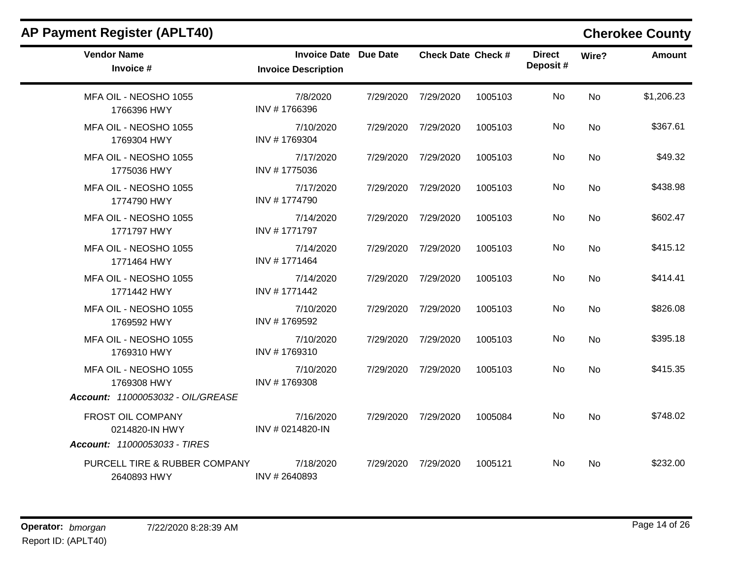## AP Payment Register (APLT40)

**Cherokee County**

| Vendor Name / Invoice # | Invoice Date / Invoice Description | Due Date | Check Date | Check # | Direct Deposit # | Wire? | Amount |
|---|---|---|---|---|---|---|---|
| MFA OIL - NEOSHO 1055<br>1766396 HWY | 7/8/2020<br>INV # 1766396 | 7/29/2020 | 7/29/2020 | 1005103 | No | No | $1,206.23 |
| MFA OIL - NEOSHO 1055<br>1769304 HWY | 7/10/2020<br>INV # 1769304 | 7/29/2020 | 7/29/2020 | 1005103 | No | No | $367.61 |
| MFA OIL - NEOSHO 1055<br>1775036 HWY | 7/17/2020<br>INV # 1775036 | 7/29/2020 | 7/29/2020 | 1005103 | No | No | $49.32 |
| MFA OIL - NEOSHO 1055<br>1774790 HWY | 7/17/2020<br>INV # 1774790 | 7/29/2020 | 7/29/2020 | 1005103 | No | No | $438.98 |
| MFA OIL - NEOSHO 1055<br>1771797 HWY | 7/14/2020<br>INV # 1771797 | 7/29/2020 | 7/29/2020 | 1005103 | No | No | $602.47 |
| MFA OIL - NEOSHO 1055<br>1771464 HWY | 7/14/2020<br>INV # 1771464 | 7/29/2020 | 7/29/2020 | 1005103 | No | No | $415.12 |
| MFA OIL - NEOSHO 1055<br>1771442 HWY | 7/14/2020<br>INV # 1771442 | 7/29/2020 | 7/29/2020 | 1005103 | No | No | $414.41 |
| MFA OIL - NEOSHO 1055<br>1769592 HWY | 7/10/2020<br>INV # 1769592 | 7/29/2020 | 7/29/2020 | 1005103 | No | No | $826.08 |
| MFA OIL - NEOSHO 1055<br>1769310 HWY | 7/10/2020<br>INV # 1769310 | 7/29/2020 | 7/29/2020 | 1005103 | No | No | $395.18 |
| MFA OIL - NEOSHO 1055<br>1769308 HWY | 7/10/2020<br>INV # 1769308 | 7/29/2020 | 7/29/2020 | 1005103 | No | No | $415.35 |
| ***Account:** 11000053032 - OIL/GREASE* | | | | | | | |
| FROST OIL COMPANY<br>0214820-IN HWY | 7/16/2020<br>INV # 0214820-IN | 7/29/2020 | 7/29/2020 | 1005084 | No | No | $748.02 |
| ***Account:** 11000053033 - TIRES* | | | | | | | |
| PURCELL TIRE & RUBBER COMPANY<br>2640893 HWY | 7/18/2020<br>INV # 2640893 | 7/29/2020 | 7/29/2020 | 1005121 | No | No | $232.00 |

**Operator:** *bmorgan* 7/22/2020 8:28:39 AM

Report ID: (APLT40)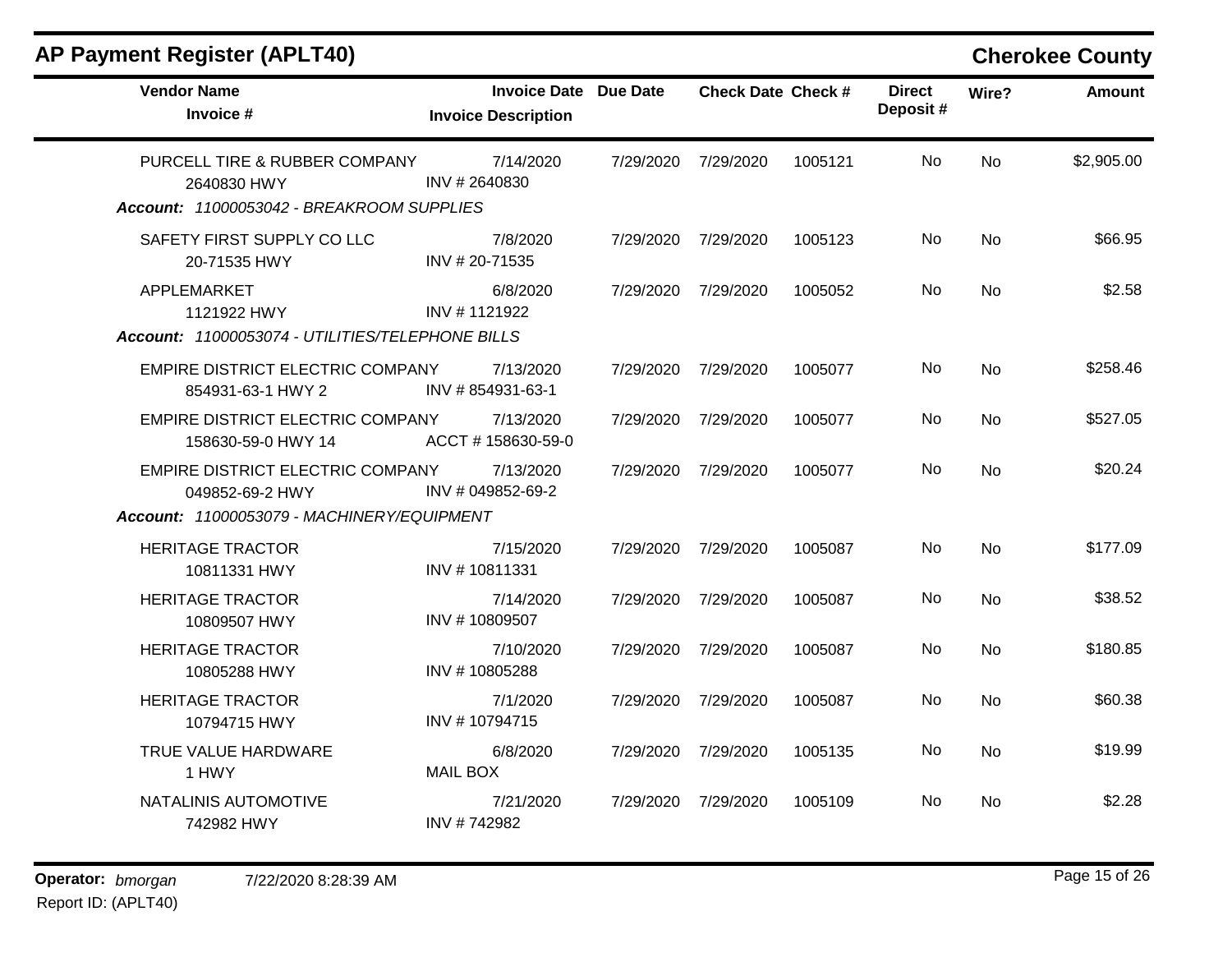## AP Payment Register (APLT40)

**Cherokee County**

| Vendor Name / Invoice # | Invoice Date / Invoice Description | Due Date | Check Date | Check # | Direct Deposit # | Wire? | Amount |
|---|---|---|---|---|---|---|---|
| PURCELL TIRE & RUBBER COMPANY<br>2640830 HWY | 7/14/2020<br>INV # 2640830 | 7/29/2020 | 7/29/2020 | 1005121 | No | No | $2,905.00 |
| ***Account:* 11000053042 - BREAKROOM SUPPLIES** | | | | | | | |
| SAFETY FIRST SUPPLY CO LLC<br>20-71535 HWY | 7/8/2020<br>INV # 20-71535 | 7/29/2020 | 7/29/2020 | 1005123 | No | No | $66.95 |
| APPLEMARKET<br>1121922 HWY | 6/8/2020<br>INV # 1121922 | 7/29/2020 | 7/29/2020 | 1005052 | No | No | $2.58 |
| ***Account:* 11000053074 - UTILITIES/TELEPHONE BILLS** | | | | | | | |
| EMPIRE DISTRICT ELECTRIC COMPANY<br>854931-63-1 HWY 2 | 7/13/2020<br>INV # 854931-63-1 | 7/29/2020 | 7/29/2020 | 1005077 | No | No | $258.46 |
| EMPIRE DISTRICT ELECTRIC COMPANY<br>158630-59-0 HWY 14 | 7/13/2020<br>ACCT # 158630-59-0 | 7/29/2020 | 7/29/2020 | 1005077 | No | No | $527.05 |
| EMPIRE DISTRICT ELECTRIC COMPANY<br>049852-69-2 HWY | 7/13/2020<br>INV # 049852-69-2 | 7/29/2020 | 7/29/2020 | 1005077 | No | No | $20.24 |
| ***Account:* 11000053079 - MACHINERY/EQUIPMENT** | | | | | | | |
| HERITAGE TRACTOR<br>10811331 HWY | 7/15/2020<br>INV # 10811331 | 7/29/2020 | 7/29/2020 | 1005087 | No | No | $177.09 |
| HERITAGE TRACTOR<br>10809507 HWY | 7/14/2020<br>INV # 10809507 | 7/29/2020 | 7/29/2020 | 1005087 | No | No | $38.52 |
| HERITAGE TRACTOR<br>10805288 HWY | 7/10/2020<br>INV # 10805288 | 7/29/2020 | 7/29/2020 | 1005087 | No | No | $180.85 |
| HERITAGE TRACTOR<br>10794715 HWY | 7/1/2020<br>INV # 10794715 | 7/29/2020 | 7/29/2020 | 1005087 | No | No | $60.38 |
| TRUE VALUE HARDWARE<br>1 HWY | 6/8/2020<br>MAIL BOX | 7/29/2020 | 7/29/2020 | 1005135 | No | No | $19.99 |
| NATALINIS AUTOMOTIVE<br>742982 HWY | 7/21/2020<br>INV # 742982 | 7/29/2020 | 7/29/2020 | 1005109 | No | No | $2.28 |

**Operator:** *bmorgan* 7/22/2020 8:28:39 AM
Report ID: (APLT40)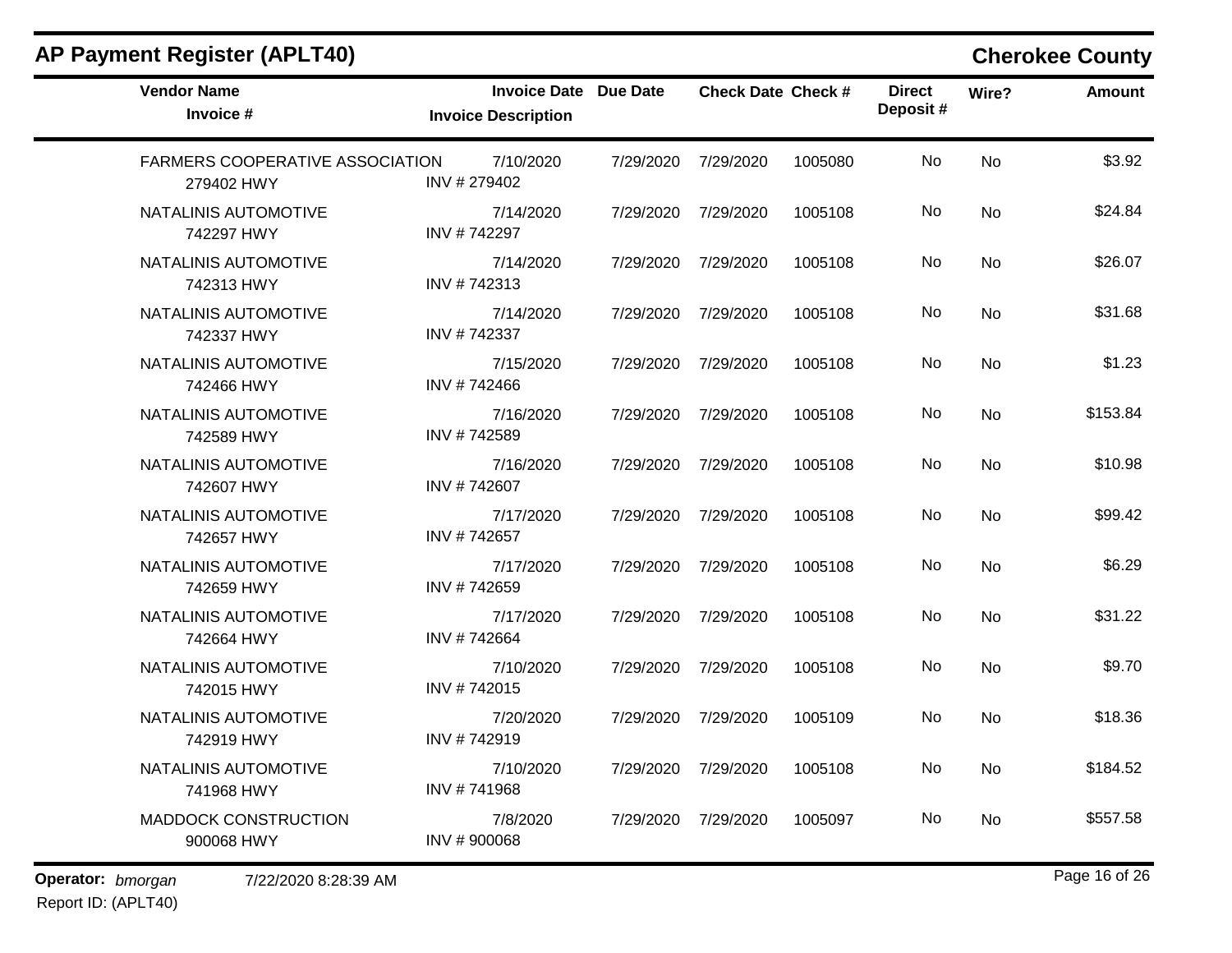## AP Payment Register (APLT40)

## Cherokee County

| Vendor Name<br>Invoice # | Invoice Date<br>Invoice Description | Due Date | Check Date | Check # | Direct Deposit # | Wire? | Amount |
|---|---|---|---|---|---|---|---|
| FARMERS COOPERATIVE ASSOCIATION<br>279402 HWY | 7/10/2020<br>INV # 279402 | 7/29/2020 | 7/29/2020 | 1005080 | No | No | $3.92 |
| NATALINIS AUTOMOTIVE<br>742297 HWY | 7/14/2020<br>INV # 742297 | 7/29/2020 | 7/29/2020 | 1005108 | No | No | $24.84 |
| NATALINIS AUTOMOTIVE<br>742313 HWY | 7/14/2020<br>INV # 742313 | 7/29/2020 | 7/29/2020 | 1005108 | No | No | $26.07 |
| NATALINIS AUTOMOTIVE<br>742337 HWY | 7/14/2020<br>INV # 742337 | 7/29/2020 | 7/29/2020 | 1005108 | No | No | $31.68 |
| NATALINIS AUTOMOTIVE<br>742466 HWY | 7/15/2020<br>INV # 742466 | 7/29/2020 | 7/29/2020 | 1005108 | No | No | $1.23 |
| NATALINIS AUTOMOTIVE<br>742589 HWY | 7/16/2020<br>INV # 742589 | 7/29/2020 | 7/29/2020 | 1005108 | No | No | $153.84 |
| NATALINIS AUTOMOTIVE<br>742607 HWY | 7/16/2020<br>INV # 742607 | 7/29/2020 | 7/29/2020 | 1005108 | No | No | $10.98 |
| NATALINIS AUTOMOTIVE<br>742657 HWY | 7/17/2020<br>INV # 742657 | 7/29/2020 | 7/29/2020 | 1005108 | No | No | $99.42 |
| NATALINIS AUTOMOTIVE<br>742659 HWY | 7/17/2020<br>INV # 742659 | 7/29/2020 | 7/29/2020 | 1005108 | No | No | $6.29 |
| NATALINIS AUTOMOTIVE<br>742664 HWY | 7/17/2020<br>INV # 742664 | 7/29/2020 | 7/29/2020 | 1005108 | No | No | $31.22 |
| NATALINIS AUTOMOTIVE<br>742015 HWY | 7/10/2020<br>INV # 742015 | 7/29/2020 | 7/29/2020 | 1005108 | No | No | $9.70 |
| NATALINIS AUTOMOTIVE<br>742919 HWY | 7/20/2020<br>INV # 742919 | 7/29/2020 | 7/29/2020 | 1005109 | No | No | $18.36 |
| NATALINIS AUTOMOTIVE<br>741968 HWY | 7/10/2020<br>INV # 741968 | 7/29/2020 | 7/29/2020 | 1005108 | No | No | $184.52 |
| MADDOCK CONSTRUCTION<br>900068 HWY | 7/8/2020<br>INV # 900068 | 7/29/2020 | 7/29/2020 | 1005097 | No | No | $557.58 |

**Operator:** *bmorgan* 7/22/2020 8:28:39 AM

Report ID: (APLT40)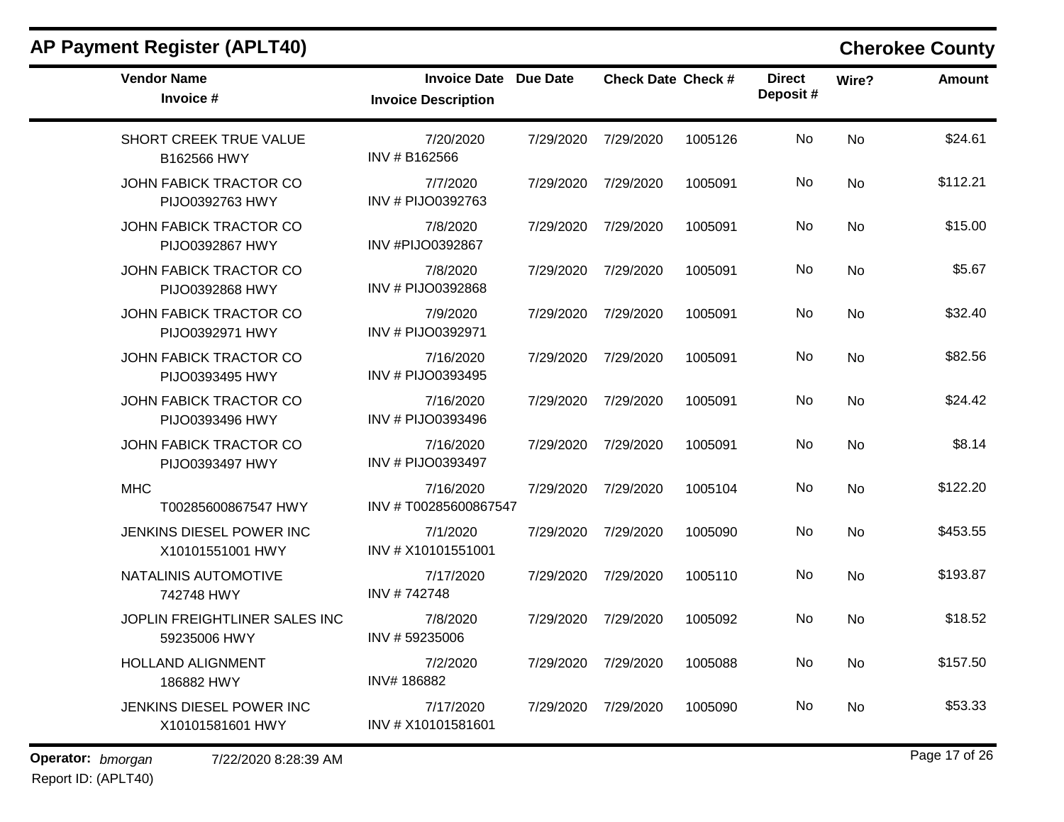## AP Payment Register (APLT40)

**Cherokee County**

| Vendor Name / Invoice # | Invoice Date / Invoice Description | Due Date | Check Date | Check # | Direct Deposit # | Wire? | Amount |
|---|---|---|---|---|---|---|---|
| SHORT CREEK TRUE VALUE<br>B162566 HWY | 7/20/2020<br>INV # B162566 | 7/29/2020 | 7/29/2020 | 1005126 | No | No | $24.61 |
| JOHN FABICK TRACTOR CO<br>PIJO0392763 HWY | 7/7/2020<br>INV # PIJO0392763 | 7/29/2020 | 7/29/2020 | 1005091 | No | No | $112.21 |
| JOHN FABICK TRACTOR CO<br>PIJO0392867 HWY | 7/8/2020<br>INV #PIJO0392867 | 7/29/2020 | 7/29/2020 | 1005091 | No | No | $15.00 |
| JOHN FABICK TRACTOR CO<br>PIJO0392868 HWY | 7/8/2020<br>INV # PIJO0392868 | 7/29/2020 | 7/29/2020 | 1005091 | No | No | $5.67 |
| JOHN FABICK TRACTOR CO<br>PIJO0392971 HWY | 7/9/2020<br>INV # PIJO0392971 | 7/29/2020 | 7/29/2020 | 1005091 | No | No | $32.40 |
| JOHN FABICK TRACTOR CO<br>PIJO0393495 HWY | 7/16/2020<br>INV # PIJO0393495 | 7/29/2020 | 7/29/2020 | 1005091 | No | No | $82.56 |
| JOHN FABICK TRACTOR CO<br>PIJO0393496 HWY | 7/16/2020<br>INV # PIJO0393496 | 7/29/2020 | 7/29/2020 | 1005091 | No | No | $24.42 |
| JOHN FABICK TRACTOR CO<br>PIJO0393497 HWY | 7/16/2020<br>INV # PIJO0393497 | 7/29/2020 | 7/29/2020 | 1005091 | No | No | $8.14 |
| MHC<br>T00285600867547 HWY | 7/16/2020<br>INV # T00285600867547 | 7/29/2020 | 7/29/2020 | 1005104 | No | No | $122.20 |
| JENKINS DIESEL POWER INC<br>X10101551001 HWY | 7/1/2020<br>INV # X10101551001 | 7/29/2020 | 7/29/2020 | 1005090 | No | No | $453.55 |
| NATALINIS AUTOMOTIVE<br>742748 HWY | 7/17/2020<br>INV # 742748 | 7/29/2020 | 7/29/2020 | 1005110 | No | No | $193.87 |
| JOPLIN FREIGHTLINER SALES INC<br>59235006 HWY | 7/8/2020<br>INV # 59235006 | 7/29/2020 | 7/29/2020 | 1005092 | No | No | $18.52 |
| HOLLAND ALIGNMENT<br>186882 HWY | 7/2/2020<br>INV# 186882 | 7/29/2020 | 7/29/2020 | 1005088 | No | No | $157.50 |
| JENKINS DIESEL POWER INC<br>X10101581601 HWY | 7/17/2020<br>INV # X10101581601 | 7/29/2020 | 7/29/2020 | 1005090 | No | No | $53.33 |

**Operator:** *bmorgan* 7/22/2020 8:28:39 AM

Report ID: (APLT40)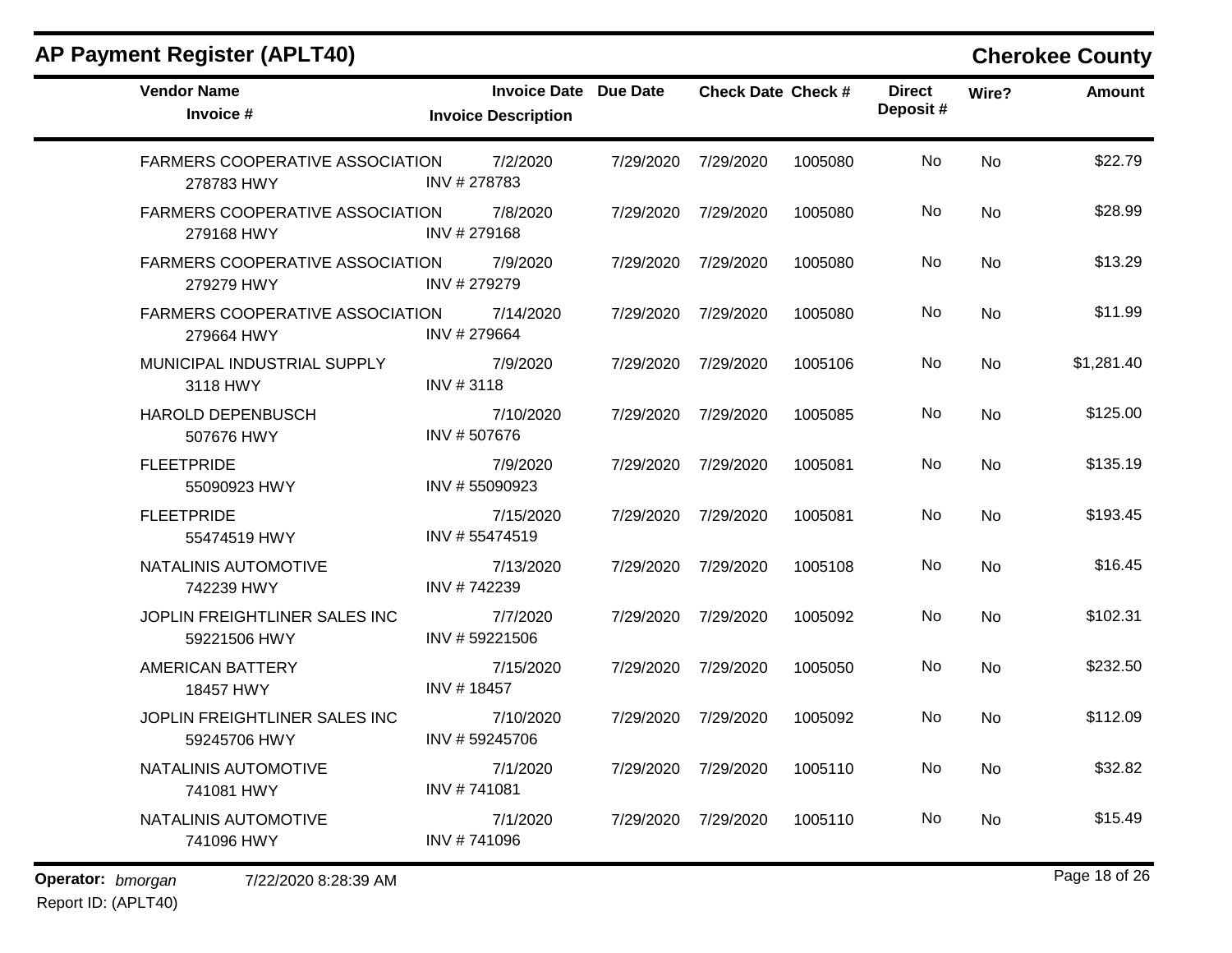## AP Payment Register (APLT40)

**Cherokee County**

| Vendor Name / Invoice # | Invoice Date / Invoice Description | Due Date | Check Date | Check # | Direct Deposit # | Wire? | Amount |
|---|---|---|---|---|---|---|---|
| FARMERS COOPERATIVE ASSOCIATION<br>278783 HWY | 7/2/2020<br>INV # 278783 | 7/29/2020 | 7/29/2020 | 1005080 | No | No | $22.79 |
| FARMERS COOPERATIVE ASSOCIATION<br>279168 HWY | 7/8/2020<br>INV # 279168 | 7/29/2020 | 7/29/2020 | 1005080 | No | No | $28.99 |
| FARMERS COOPERATIVE ASSOCIATION<br>279279 HWY | 7/9/2020<br>INV # 279279 | 7/29/2020 | 7/29/2020 | 1005080 | No | No | $13.29 |
| FARMERS COOPERATIVE ASSOCIATION<br>279664 HWY | 7/14/2020<br>INV # 279664 | 7/29/2020 | 7/29/2020 | 1005080 | No | No | $11.99 |
| MUNICIPAL INDUSTRIAL SUPPLY<br>3118 HWY | 7/9/2020<br>INV # 3118 | 7/29/2020 | 7/29/2020 | 1005106 | No | No | $1,281.40 |
| HAROLD DEPENBUSCH<br>507676 HWY | 7/10/2020<br>INV # 507676 | 7/29/2020 | 7/29/2020 | 1005085 | No | No | $125.00 |
| FLEETPRIDE<br>55090923 HWY | 7/9/2020<br>INV # 55090923 | 7/29/2020 | 7/29/2020 | 1005081 | No | No | $135.19 |
| FLEETPRIDE<br>55474519 HWY | 7/15/2020<br>INV # 55474519 | 7/29/2020 | 7/29/2020 | 1005081 | No | No | $193.45 |
| NATALINIS AUTOMOTIVE<br>742239 HWY | 7/13/2020<br>INV # 742239 | 7/29/2020 | 7/29/2020 | 1005108 | No | No | $16.45 |
| JOPLIN FREIGHTLINER SALES INC<br>59221506 HWY | 7/7/2020<br>INV # 59221506 | 7/29/2020 | 7/29/2020 | 1005092 | No | No | $102.31 |
| AMERICAN BATTERY<br>18457 HWY | 7/15/2020<br>INV # 18457 | 7/29/2020 | 7/29/2020 | 1005050 | No | No | $232.50 |
| JOPLIN FREIGHTLINER SALES INC<br>59245706 HWY | 7/10/2020<br>INV # 59245706 | 7/29/2020 | 7/29/2020 | 1005092 | No | No | $112.09 |
| NATALINIS AUTOMOTIVE<br>741081 HWY | 7/1/2020<br>INV # 741081 | 7/29/2020 | 7/29/2020 | 1005110 | No | No | $32.82 |
| NATALINIS AUTOMOTIVE<br>741096 HWY | 7/1/2020<br>INV # 741096 | 7/29/2020 | 7/29/2020 | 1005110 | No | No | $15.49 |

**Operator:** *bmorgan* 7/22/2020 8:28:39 AM

Report ID: (APLT40)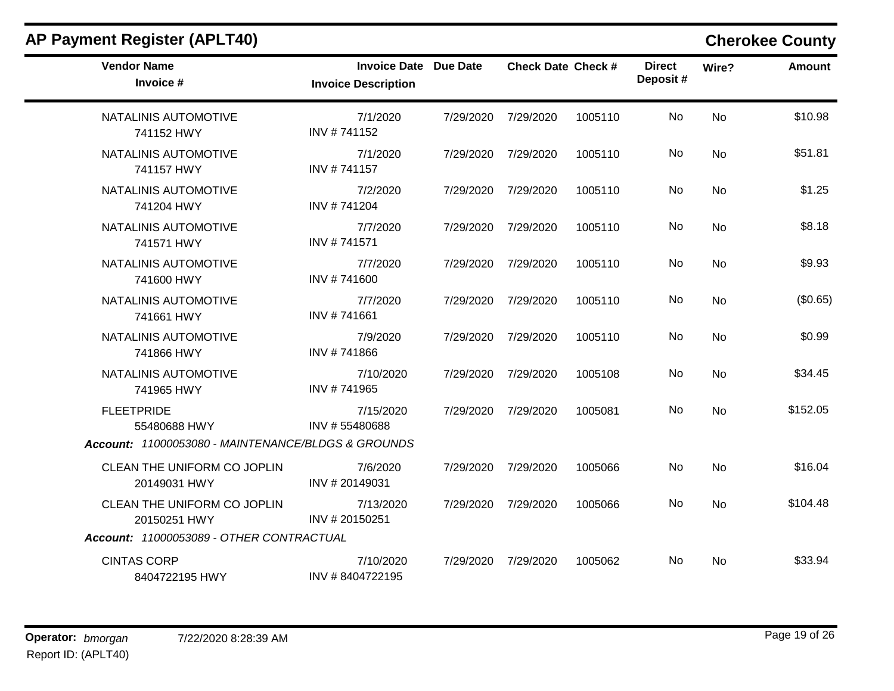## AP Payment Register (APLT40)

**Cherokee County**

| Vendor Name / Invoice # | Invoice Date / Invoice Description | Due Date | Check Date | Check # | Direct Deposit # | Wire? | Amount |
|---|---|---|---|---|---|---|---|
| NATALINIS AUTOMOTIVE<br>741152 HWY | 7/1/2020<br>INV # 741152 | 7/29/2020 | 7/29/2020 | 1005110 | No | No | $10.98 |
| NATALINIS AUTOMOTIVE<br>741157 HWY | 7/1/2020<br>INV # 741157 | 7/29/2020 | 7/29/2020 | 1005110 | No | No | $51.81 |
| NATALINIS AUTOMOTIVE<br>741204 HWY | 7/2/2020<br>INV # 741204 | 7/29/2020 | 7/29/2020 | 1005110 | No | No | $1.25 |
| NATALINIS AUTOMOTIVE<br>741571 HWY | 7/7/2020<br>INV # 741571 | 7/29/2020 | 7/29/2020 | 1005110 | No | No | $8.18 |
| NATALINIS AUTOMOTIVE<br>741600 HWY | 7/7/2020<br>INV # 741600 | 7/29/2020 | 7/29/2020 | 1005110 | No | No | $9.93 |
| NATALINIS AUTOMOTIVE<br>741661 HWY | 7/7/2020<br>INV # 741661 | 7/29/2020 | 7/29/2020 | 1005110 | No | No | ($0.65) |
| NATALINIS AUTOMOTIVE<br>741866 HWY | 7/9/2020<br>INV # 741866 | 7/29/2020 | 7/29/2020 | 1005110 | No | No | $0.99 |
| NATALINIS AUTOMOTIVE<br>741965 HWY | 7/10/2020<br>INV # 741965 | 7/29/2020 | 7/29/2020 | 1005108 | No | No | $34.45 |
| FLEETPRIDE<br>55480688 HWY | 7/15/2020<br>INV # 55480688 | 7/29/2020 | 7/29/2020 | 1005081 | No | No | $152.05 |
| ***Account:*** *11000053080 - MAINTENANCE/BLDGS & GROUNDS* | | | | | | | |
| CLEAN THE UNIFORM CO JOPLIN<br>20149031 HWY | 7/6/2020<br>INV # 20149031 | 7/29/2020 | 7/29/2020 | 1005066 | No | No | $16.04 |
| CLEAN THE UNIFORM CO JOPLIN<br>20150251 HWY | 7/13/2020<br>INV # 20150251 | 7/29/2020 | 7/29/2020 | 1005066 | No | No | $104.48 |
| ***Account:*** *11000053089 - OTHER CONTRACTUAL* | | | | | | | |
| CINTAS CORP<br>8404722195 HWY | 7/10/2020<br>INV # 8404722195 | 7/29/2020 | 7/29/2020 | 1005062 | No | No | $33.94 |

**Operator:** *bmorgan* 7/22/2020 8:28:39 AM
Report ID: (APLT40)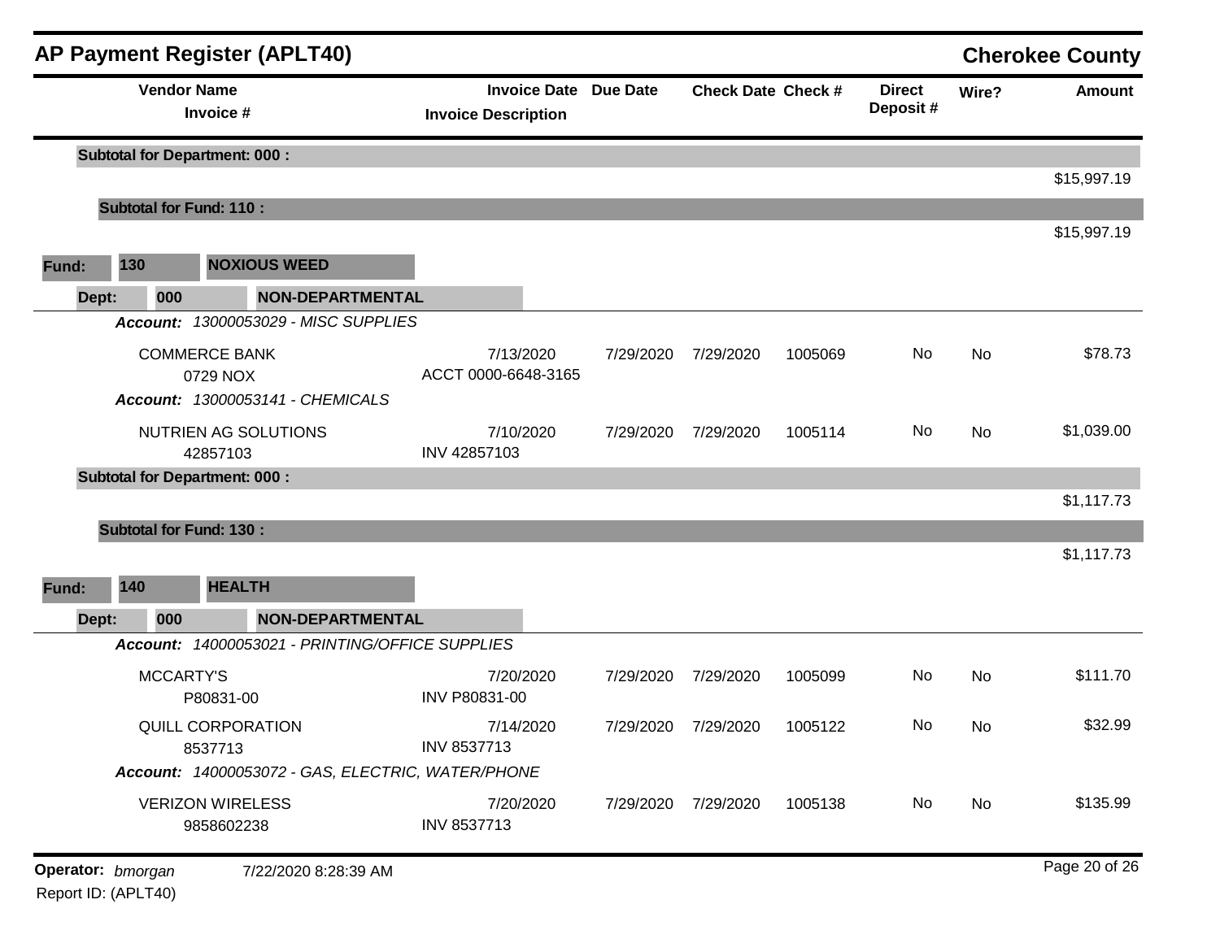## AP Payment Register (APLT40)

**Cherokee County**

| Vendor Name / Invoice # | Invoice Date / Invoice Description | Due Date | Check Date | Check # | Direct Deposit # | Wire? | Amount |
|---|---|---|---|---|---|---|---|
| **Subtotal for Department: 000 :** | | | | | | | $15,997.19 |
| **Subtotal for Fund: 110 :** | | | | | | | $15,997.19 |

**Fund: 130 NOXIOUS WEED**

**Dept: 000 NON-DEPARTMENTAL**

*Account: 13000053029 - MISC SUPPLIES*

| Vendor Name / Invoice # | Invoice Date / Invoice Description | Due Date | Check Date | Check # | Direct Deposit # | Wire? | Amount |
|---|---|---|---|---|---|---|---|
| COMMERCE BANK 0729 NOX | 7/13/2020 ACCT 0000-6648-3165 | 7/29/2020 | 7/29/2020 | 1005069 | No | No | $78.73 |

*Account: 13000053141 - CHEMICALS*

| Vendor Name / Invoice # | Invoice Date / Invoice Description | Due Date | Check Date | Check # | Direct Deposit # | Wire? | Amount |
|---|---|---|---|---|---|---|---|
| NUTRIEN AG SOLUTIONS 42857103 | 7/10/2020 INV 42857103 | 7/29/2020 | 7/29/2020 | 1005114 | No | No | $1,039.00 |
| **Subtotal for Department: 000 :** | | | | | | | $1,117.73 |
| **Subtotal for Fund: 130 :** | | | | | | | $1,117.73 |

**Fund: 140 HEALTH**

**Dept: 000 NON-DEPARTMENTAL**

*Account: 14000053021 - PRINTING/OFFICE SUPPLIES*

| Vendor Name / Invoice # | Invoice Date / Invoice Description | Due Date | Check Date | Check # | Direct Deposit # | Wire? | Amount |
|---|---|---|---|---|---|---|---|
| MCCARTY'S P80831-00 | 7/20/2020 INV P80831-00 | 7/29/2020 | 7/29/2020 | 1005099 | No | No | $111.70 |
| QUILL CORPORATION 8537713 | 7/14/2020 INV 8537713 | 7/29/2020 | 7/29/2020 | 1005122 | No | No | $32.99 |

*Account: 14000053072 - GAS, ELECTRIC, WATER/PHONE*

| Vendor Name / Invoice # | Invoice Date / Invoice Description | Due Date | Check Date | Check # | Direct Deposit # | Wire? | Amount |
|---|---|---|---|---|---|---|---|
| VERIZON WIRELESS 9858602238 | 7/20/2020 INV 8537713 | 7/29/2020 | 7/29/2020 | 1005138 | No | No | $135.99 |

**Operator:** *bmorgan* 7/22/2020 8:28:39 AM

Report ID: (APLT40)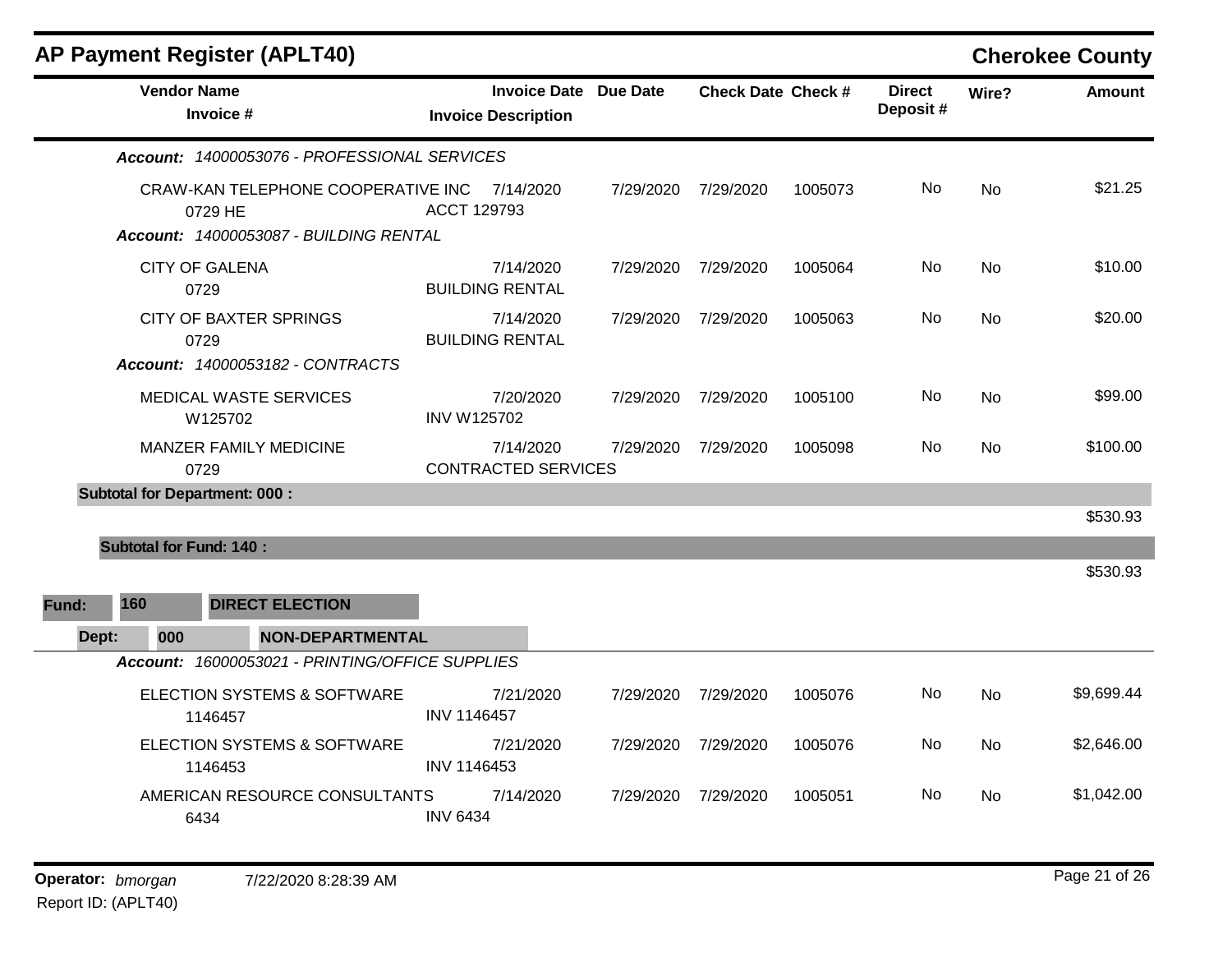# AP Payment Register (APLT40)

**Cherokee County**

| Vendor Name / Invoice # | Invoice Date / Invoice Description | Due Date | Check Date | Check # | Direct Deposit # | Wire? | Amount |
|---|---|---|---|---|---|---|---|
| ***Account: 14000053076 - PROFESSIONAL SERVICES*** | | | | | | | |
| CRAW-KAN TELEPHONE COOPERATIVE INC / 0729 HE | 7/14/2020 / ACCT 129793 | 7/29/2020 | 7/29/2020 | 1005073 | No | No | $21.25 |
| ***Account: 14000053087 - BUILDING RENTAL*** | | | | | | | |
| CITY OF GALENA / 0729 | 7/14/2020 / BUILDING RENTAL | 7/29/2020 | 7/29/2020 | 1005064 | No | No | $10.00 |
| CITY OF BAXTER SPRINGS / 0729 | 7/14/2020 / BUILDING RENTAL | 7/29/2020 | 7/29/2020 | 1005063 | No | No | $20.00 |
| ***Account: 14000053182 - CONTRACTS*** | | | | | | | |
| MEDICAL WASTE SERVICES / W125702 | 7/20/2020 / INV W125702 | 7/29/2020 | 7/29/2020 | 1005100 | No | No | $99.00 |
| MANZER FAMILY MEDICINE / 0729 | 7/14/2020 / CONTRACTED SERVICES | 7/29/2020 | 7/29/2020 | 1005098 | No | No | $100.00 |
| **Subtotal for Department: 000 :** | | | | | | | $530.93 |
| **Subtotal for Fund: 140 :** | | | | | | | $530.93 |

**Fund: 160 DIRECT ELECTION**

**Dept: 000 NON-DEPARTMENTAL**

| Vendor Name / Invoice # | Invoice Date / Invoice Description | Due Date | Check Date | Check # | Direct Deposit # | Wire? | Amount |
|---|---|---|---|---|---|---|---|
| ***Account: 16000053021 - PRINTING/OFFICE SUPPLIES*** | | | | | | | |
| ELECTION SYSTEMS & SOFTWARE / 1146457 | 7/21/2020 / INV 1146457 | 7/29/2020 | 7/29/2020 | 1005076 | No | No | $9,699.44 |
| ELECTION SYSTEMS & SOFTWARE / 1146453 | 7/21/2020 / INV 1146453 | 7/29/2020 | 7/29/2020 | 1005076 | No | No | $2,646.00 |
| AMERICAN RESOURCE CONSULTANTS / 6434 | 7/14/2020 / INV 6434 | 7/29/2020 | 7/29/2020 | 1005051 | No | No | $1,042.00 |

**Operator:** *bmorgan* 7/22/2020 8:28:39 AM

Report ID: (APLT40)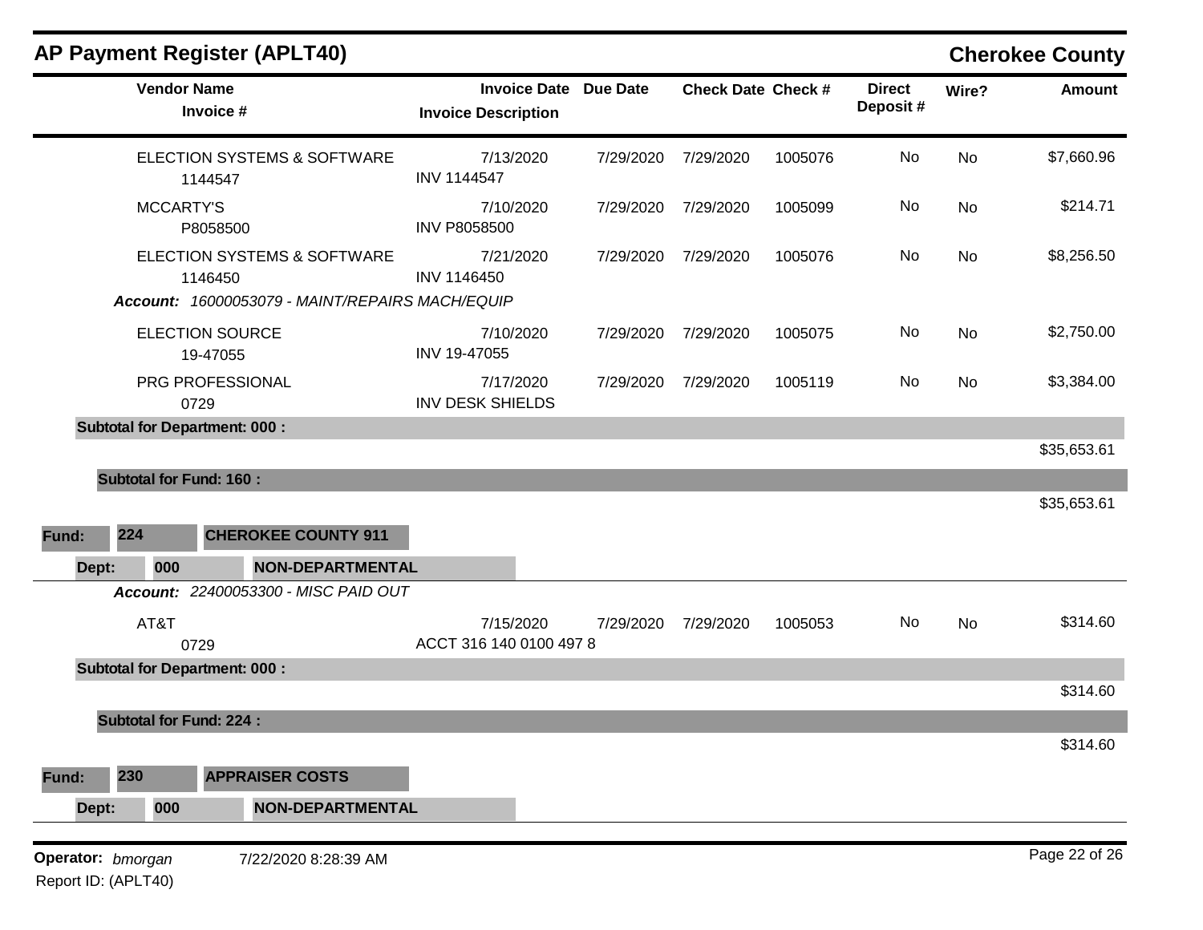## AP Payment Register (APLT40)

**Cherokee County**

| Vendor Name / Invoice # | Invoice Date / Invoice Description | Due Date | Check Date | Check # | Direct Deposit # | Wire? | Amount |
|---|---|---|---|---|---|---|---|
| ELECTION SYSTEMS & SOFTWARE<br>1144547 | 7/13/2020<br>INV 1144547 | 7/29/2020 | 7/29/2020 | 1005076 | No | No | $7,660.96 |
| MCCARTY'S<br>P8058500 | 7/10/2020<br>INV P8058500 | 7/29/2020 | 7/29/2020 | 1005099 | No | No | $214.71 |
| ELECTION SYSTEMS & SOFTWARE<br>1146450 | 7/21/2020<br>INV 1146450 | 7/29/2020 | 7/29/2020 | 1005076 | No | No | $8,256.50 |
| ***Account:*** *16000053079 - MAINT/REPAIRS MACH/EQUIP* | | | | | | | |
| ELECTION SOURCE<br>19-47055 | 7/10/2020<br>INV 19-47055 | 7/29/2020 | 7/29/2020 | 1005075 | No | No | $2,750.00 |
| PRG PROFESSIONAL<br>0729 | 7/17/2020<br>INV DESK SHIELDS | 7/29/2020 | 7/29/2020 | 1005119 | No | No | $3,384.00 |
| **Subtotal for Department: 000 :** | | | | | | | $35,653.61 |
| **Subtotal for Fund: 160 :** | | | | | | | $35,653.61 |

**Fund: 224 CHEROKEE COUNTY 911**

**Dept: 000 NON-DEPARTMENTAL**

| Vendor Name / Invoice # | Invoice Date / Invoice Description | Due Date | Check Date | Check # | Direct Deposit # | Wire? | Amount |
|---|---|---|---|---|---|---|---|
| ***Account:*** *22400053300 - MISC PAID OUT* | | | | | | | |
| AT&T<br>0729 | 7/15/2020<br>ACCT 316 140 0100 497 8 | 7/29/2020 | 7/29/2020 | 1005053 | No | No | $314.60 |
| **Subtotal for Department: 000 :** | | | | | | | $314.60 |
| **Subtotal for Fund: 224 :** | | | | | | | $314.60 |

**Fund: 230 APPRAISER COSTS**

**Dept: 000 NON-DEPARTMENTAL**

**Operator:** *bmorgan* 7/22/2020 8:28:39 AM

Report ID: (APLT40)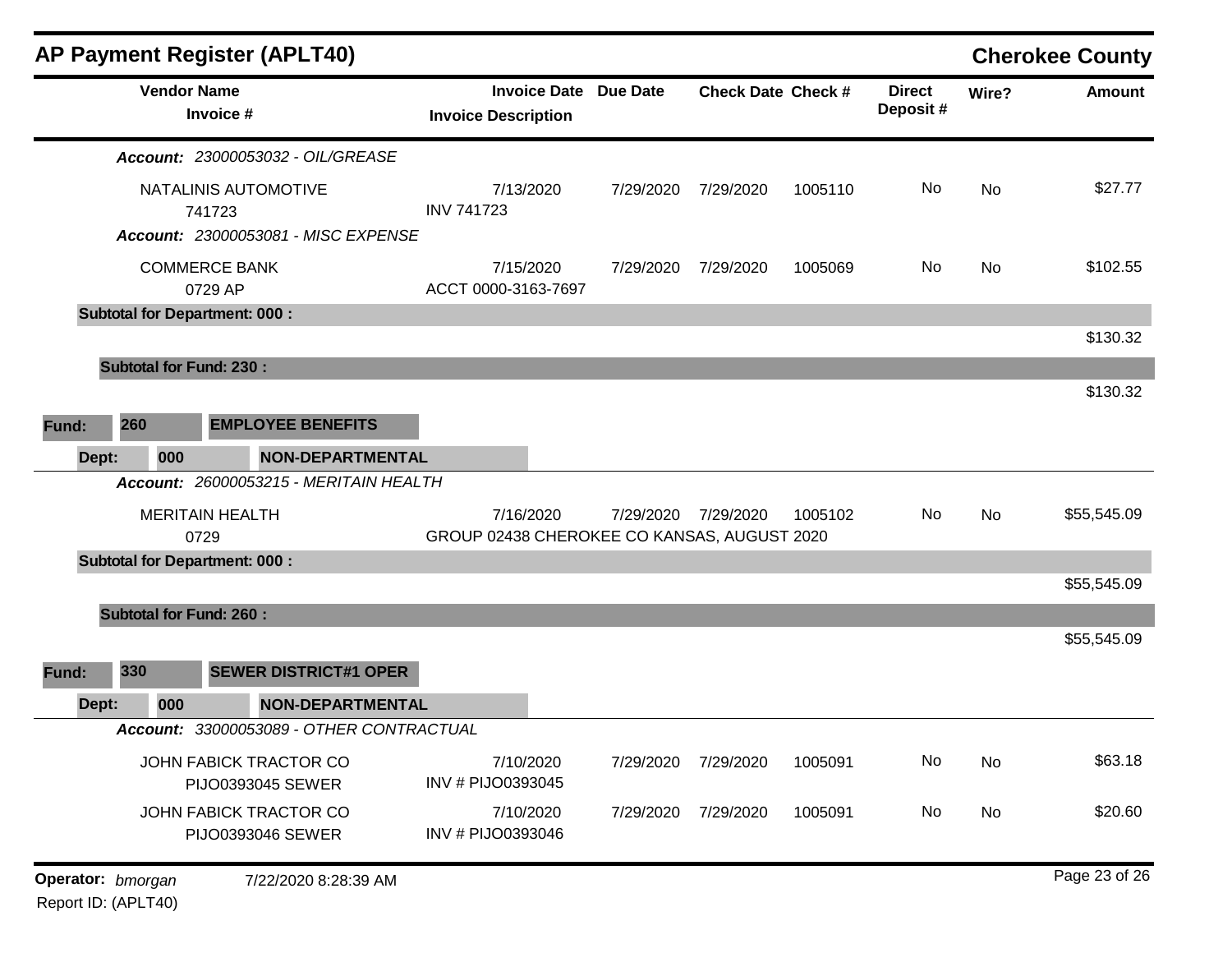## AP Payment Register (APLT40)

**Cherokee County**

| Vendor Name / Invoice # | Invoice Date / Invoice Description | Due Date | Check Date | Check # | Direct Deposit # | Wire? | Amount |
|---|---|---|---|---|---|---|---|
| ***Account:*** *23000053032 - OIL/GREASE* | | | | | | | |
| NATALINIS AUTOMOTIVE<br>741723 | 7/13/2020<br>INV 741723 | 7/29/2020 | 7/29/2020 | 1005110 | No | No | $27.77 |
| ***Account:*** *23000053081 - MISC EXPENSE* | | | | | | | |
| COMMERCE BANK<br>0729 AP | 7/15/2020<br>ACCT 0000-3163-7697 | 7/29/2020 | 7/29/2020 | 1005069 | No | No | $102.55 |
| **Subtotal for Department: 000 :** | | | | | | | $130.32 |
| **Subtotal for Fund: 230 :** | | | | | | | $130.32 |

**Fund: 260 EMPLOYEE BENEFITS**

**Dept: 000 NON-DEPARTMENTAL**

| Vendor Name / Invoice # | Invoice Date / Invoice Description | Due Date | Check Date | Check # | Direct Deposit # | Wire? | Amount |
|---|---|---|---|---|---|---|---|
| ***Account:*** *26000053215 - MERITAIN HEALTH* | | | | | | | |
| MERITAIN HEALTH<br>0729 | 7/16/2020<br>GROUP 02438 CHEROKEE CO KANSAS, AUGUST 2020 | 7/29/2020 | 7/29/2020 | 1005102 | No | No | $55,545.09 |
| **Subtotal for Department: 000 :** | | | | | | | $55,545.09 |
| **Subtotal for Fund: 260 :** | | | | | | | $55,545.09 |

**Fund: 330 SEWER DISTRICT#1 OPER**

**Dept: 000 NON-DEPARTMENTAL**

| Vendor Name / Invoice # | Invoice Date / Invoice Description | Due Date | Check Date | Check # | Direct Deposit # | Wire? | Amount |
|---|---|---|---|---|---|---|---|
| ***Account:*** *33000053089 - OTHER CONTRACTUAL* | | | | | | | |
| JOHN FABICK TRACTOR CO<br>PIJO0393045 SEWER | 7/10/2020<br>INV # PIJO0393045 | 7/29/2020 | 7/29/2020 | 1005091 | No | No | $63.18 |
| JOHN FABICK TRACTOR CO<br>PIJO0393046 SEWER | 7/10/2020<br>INV # PIJO0393046 | 7/29/2020 | 7/29/2020 | 1005091 | No | No | $20.60 |

**Operator:** *bmorgan* 7/22/2020 8:28:39 AM

Report ID: (APLT40)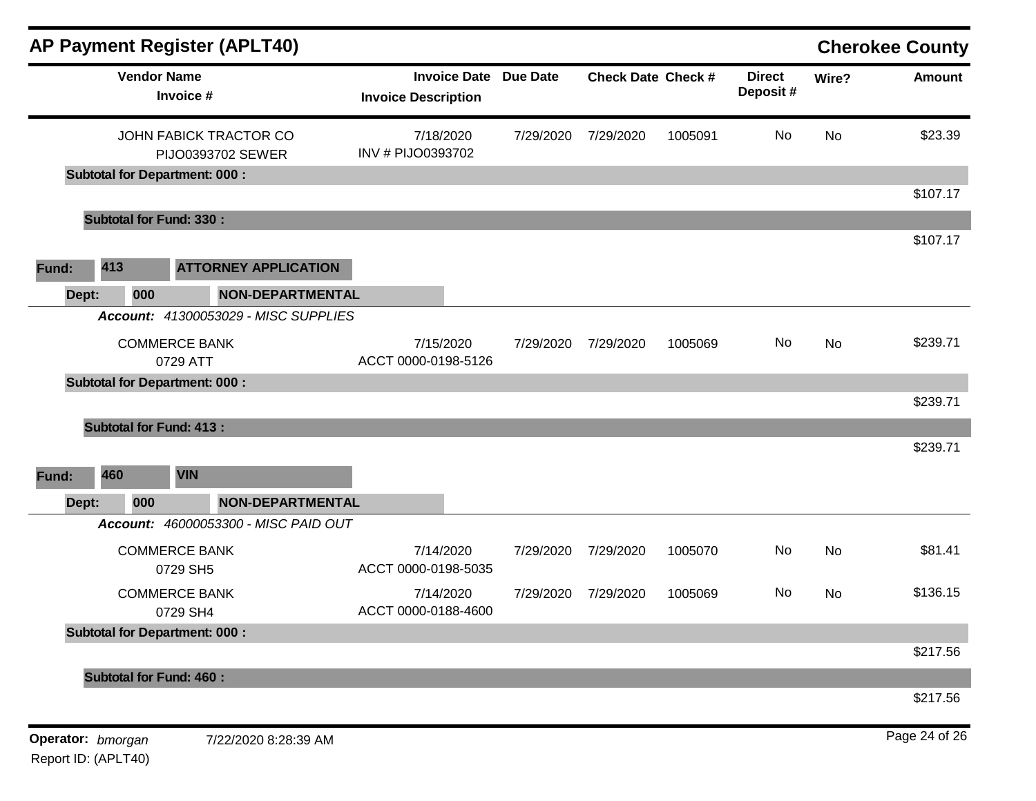# AP Payment Register (APLT40)

**Cherokee County**

| Vendor Name / Invoice # | Invoice Date / Invoice Description | Due Date | Check Date | Check # | Direct Deposit # | Wire? | Amount |
|---|---|---|---|---|---|---|---|
| JOHN FABICK TRACTOR CO<br>PIJO0393702 SEWER | 7/18/2020<br>INV # PIJO0393702 | 7/29/2020 | 7/29/2020 | 1005091 | No | No | $23.39 |
| **Subtotal for Department: 000 :** | | | | | | | $107.17 |
| **Subtotal for Fund: 330 :** | | | | | | | $107.17 |

**Fund:** 413 **ATTORNEY APPLICATION**

**Dept:** 000 **NON-DEPARTMENTAL**

***Account:*** *41300053029 - MISC SUPPLIES*

| Vendor Name / Invoice # | Invoice Date / Invoice Description | Due Date | Check Date | Check # | Direct Deposit # | Wire? | Amount |
|---|---|---|---|---|---|---|---|
| COMMERCE BANK<br>0729 ATT | 7/15/2020<br>ACCT 0000-0198-5126 | 7/29/2020 | 7/29/2020 | 1005069 | No | No | $239.71 |
| **Subtotal for Department: 000 :** | | | | | | | $239.71 |
| **Subtotal for Fund: 413 :** | | | | | | | $239.71 |

**Fund:** 460 **VIN**

**Dept:** 000 **NON-DEPARTMENTAL**

***Account:*** *46000053300 - MISC PAID OUT*

| Vendor Name / Invoice # | Invoice Date / Invoice Description | Due Date | Check Date | Check # | Direct Deposit # | Wire? | Amount |
|---|---|---|---|---|---|---|---|
| COMMERCE BANK<br>0729 SH5 | 7/14/2020<br>ACCT 0000-0198-5035 | 7/29/2020 | 7/29/2020 | 1005070 | No | No | $81.41 |
| COMMERCE BANK<br>0729 SH4 | 7/14/2020<br>ACCT 0000-0188-4600 | 7/29/2020 | 7/29/2020 | 1005069 | No | No | $136.15 |
| **Subtotal for Department: 000 :** | | | | | | | $217.56 |
| **Subtotal for Fund: 460 :** | | | | | | | $217.56 |

**Operator:** *bmorgan* 7/22/2020 8:28:39 AM

Report ID: (APLT40)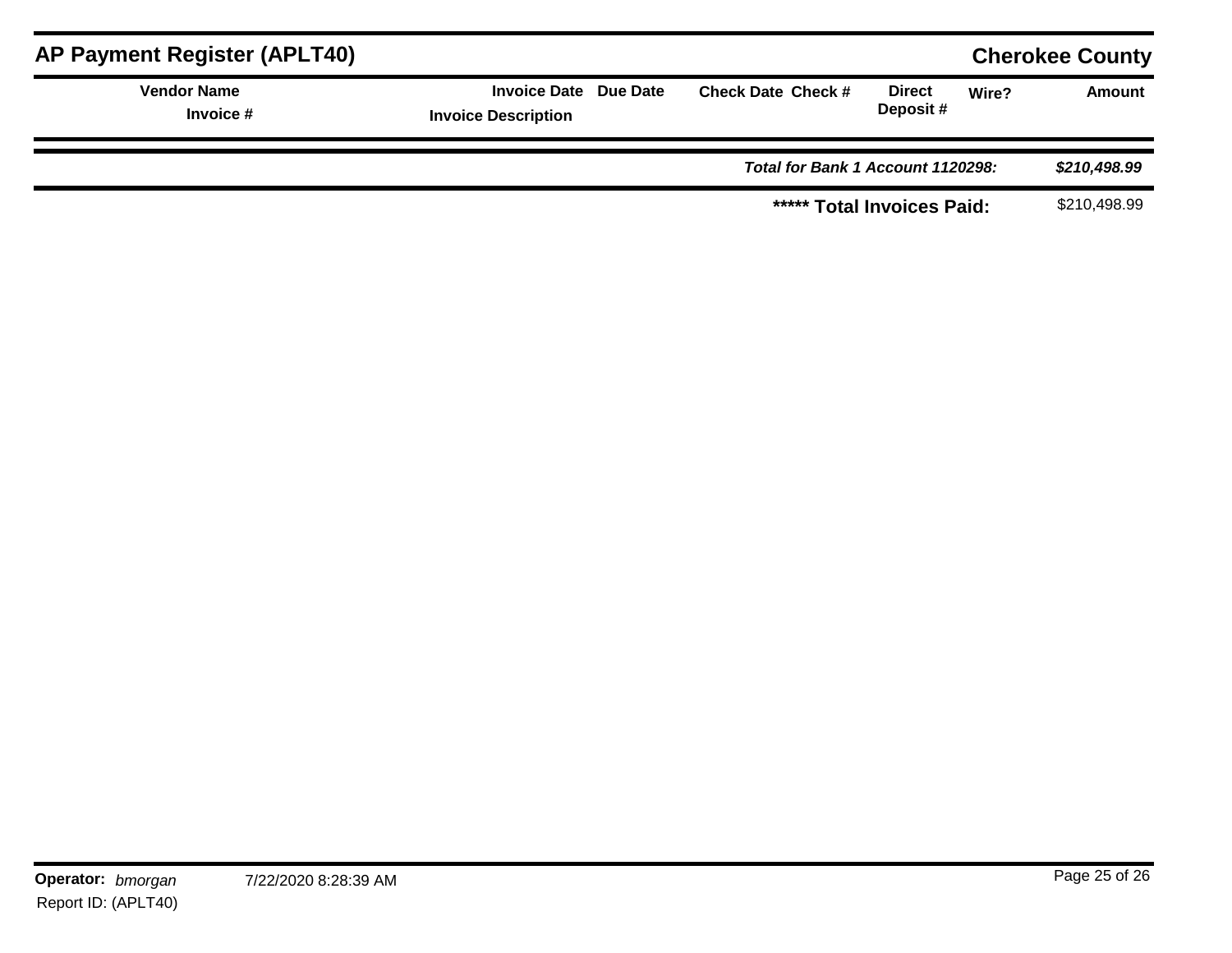## AP Payment Register (APLT40)

**Cherokee County**

| Vendor Name<br>Invoice # | Invoice Date<br>Invoice Description | Due Date | Check Date | Check # | Direct Deposit # | Wire? | Amount |
|---|---|---|---|---|---|---|---|

***Total for Bank 1 Account 1120298:*** ***$210,498.99***

**\*\*\*\*\* Total Invoices Paid:** $210,498.99

**Operator:** *bmorgan* 7/22/2020 8:28:39 AM

Report ID: (APLT40)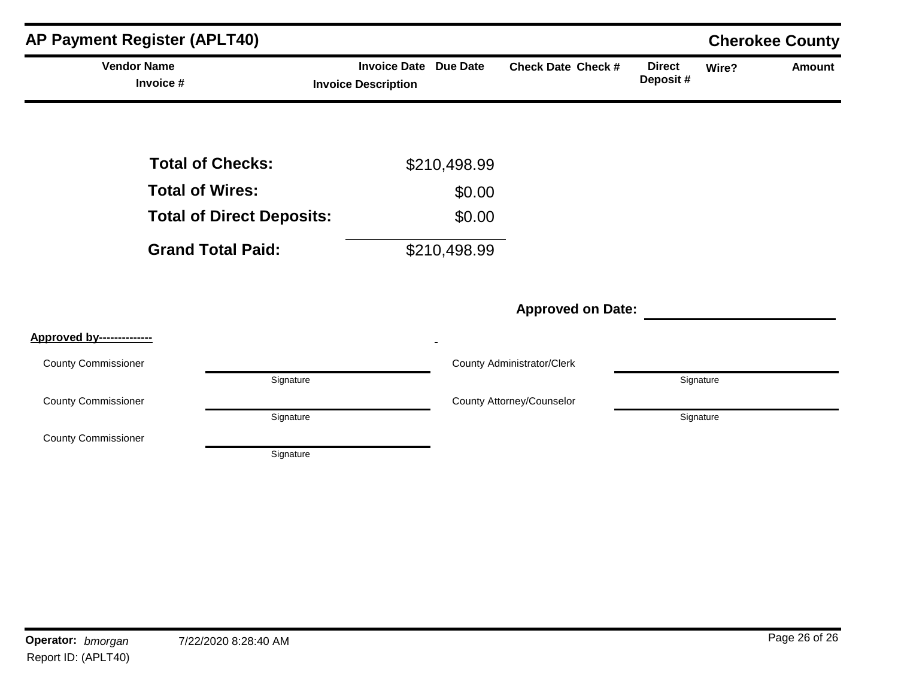## AP Payment Register (APLT40)

**Cherokee County**

| Vendor Name / Invoice # | Invoice Date / Invoice Description | Due Date | Check Date | Check # | Direct Deposit # | Wire? | Amount |
|---|---|---|---|---|---|---|---|

| | |
|---|---|
| **Total of Checks:** | $210,498.99 |
| **Total of Wires:** | $0.00 |
| **Total of Direct Deposits:** | $0.00 |
| **Grand Total Paid:** | $210,498.99 |

**Approved on Date:** ______________________

**Approved by--------------**

County Commissioner ______________________
Signature

County Administrator/Clerk ______________________
Signature

County Commissioner ______________________
Signature

County Attorney/Counselor ______________________
Signature

County Commissioner ______________________
Signature

**Operator:** *bmorgan* 7/22/2020 8:28:40 AM

Report ID: (APLT40)